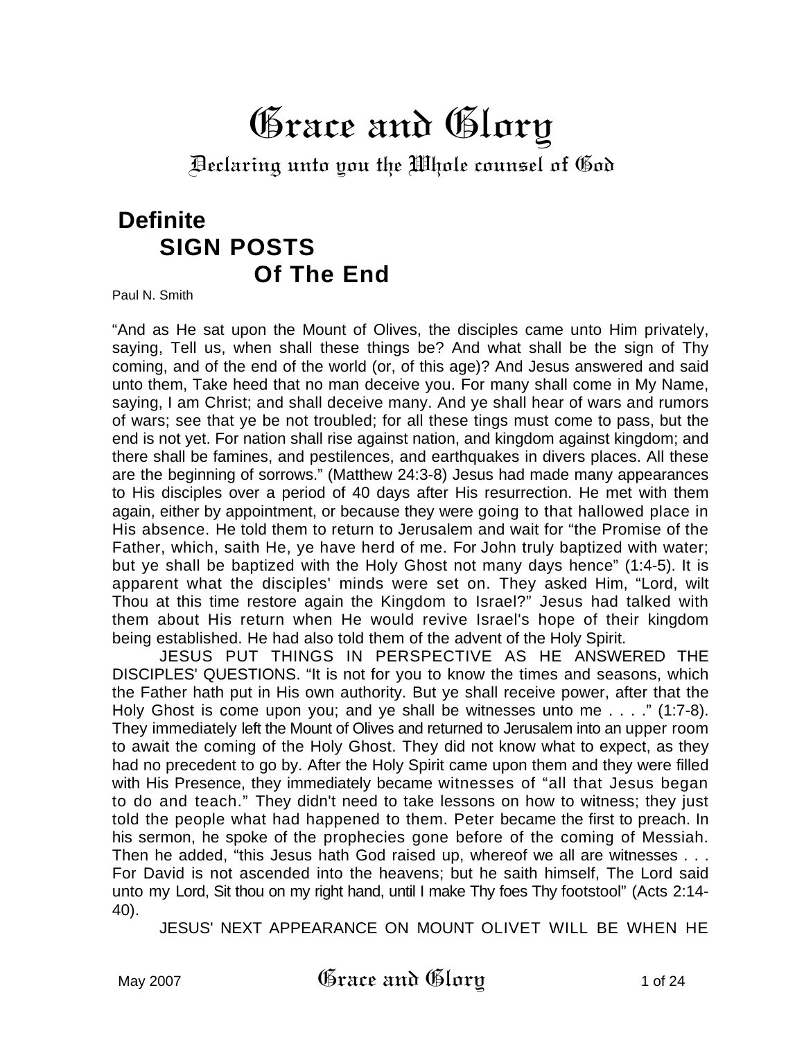# Grace and Glory

Declaring unto you the Whole counsel of God

## Definite SIGN POSTS Of The End

Paul N. Smith

"And as He sat upon the Mount of Olives, the disciples came unto Him privately, saying, Tell us, when shall these things be? And what shall be the sign of Thy coming, and of the end of the world (or, of this age)? And Jesus answered and said unto them, Take heed that no man deceive you. For many shall come in My Name, saying, I am Christ; and shall deceive many. And ye shall hear of wars and rumors of wars; see that ye be not troubled; for all these tings must come to pass, but the end is not yet. For nation shall rise against nation, and kingdom against kingdom; and there shall be famines, and pestilences, and earthquakes in divers places. All these are the beginning of sorrows." (Matthew 24:3-8) Jesus had made many appearances to His disciples over a period of 40 days after His resurrection. He met with them again, either by appointment, or because they were going to that hallowed place in His absence. He told them to return to Jerusalem and wait for "the Promise of the Father, which, saith He, ye have herd of me. For John truly baptized with water; but ye shall be baptized with the Holy Ghost not many days hence" (1:4-5). It is apparent what the disciples' minds were set on. They asked Him, "Lord, wilt Thou at this time restore again the Kingdom to Israel?" Jesus had talked with them about His return when He would revive Israel's hope of their kingdom being established. He had also told them of the advent of the Holy Spirit.

JESUS PUT THINGS IN PERSPECTIVE AS HE ANSWERED THE DISCIPLES' QUESTIONS. "It is not for you to know the times and seasons, which the Father hath put in His own authority. But ye shall receive power, after that the Holy Ghost is come upon you; and ye shall be witnesses unto me . . . ." (1:7-8). They immediately left the Mount of Olives and returned to Jerusalem into an upper room to await the coming of the Holy Ghost. They did not know what to expect, as they had no precedent to go by. After the Holy Spirit came upon them and they were filled with His Presence, they immediately became witnesses of "all that Jesus began to do and teach." They didn't need to take lessons on how to witness; they just told the people what had happened to them. Peter became the first to preach. In his sermon, he spoke of the prophecies gone before of the coming of Messiah. Then he added, "this Jesus hath God raised up, whereof we all are witnesses . . . For David is not ascended into the heavens; but he saith himself, The Lord said unto my Lord, Sit thou on my right hand, until I make Thy foes Thy footstool" (Acts 2:14-40).

JESUS' NEXT APPEARANCE ON MOUNT OLIVET WILL BE WHEN HE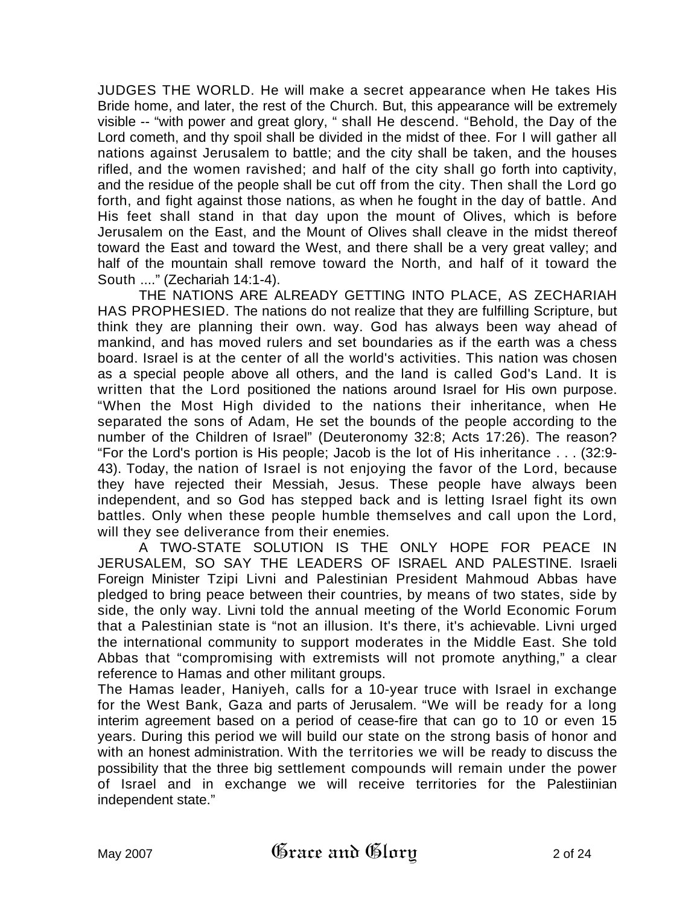JUDGES THE WORLD. He will make a secret appearance when He takes His Bride home, and later, the rest of the Church. But, this appearance will be extremely visible -- "with power and great glory, " shall He descend. "Behold, the Day of the Lord cometh, and thy spoil shall be divided in the midst of thee. For I will gather all nations against Jerusalem to battle; and the city shall be taken, and the houses rifled, and the women ravished; and half of the city shall go forth into captivity, and the residue of the people shall be cut off from the city. Then shall the Lord go forth, and fight against those nations, as when he fought in the day of battle. And His feet shall stand in that day upon the mount of Olives, which is before Jerusalem on the East, and the Mount of Olives shall cleave in the midst thereof toward the East and toward the West, and there shall be a very great valley; and half of the mountain shall remove toward the North, and half of it toward the South ...." (Zechariah 14:1-4).

THE NATIONS ARE ALREADY GETTING INTO PLACE, AS ZECHARIAH HAS PROPHESIED. The nations do not realize that they are fulfilling Scripture, but think they are planning their own. way. God has always been way ahead of mankind, and has moved rulers and set boundaries as if the earth was a chess board. Israel is at the center of all the world's activities. This nation was chosen as a special people above all others, and the land is called God's Land. It is written that the Lord positioned the nations around Israel for His own purpose. "When the Most High divided to the nations their inheritance, when He separated the sons of Adam, He set the bounds of the people according to the number of the Children of Israel" (Deuteronomy 32:8; Acts 17:26). The reason? "For the Lord's portion is His people; Jacob is the lot of His inheritance . . . (32:9-43). Today, the nation of Israel is not enjoying the favor of the Lord, because they have rejected their Messiah, Jesus. These people have always been independent, and so God has stepped back and is letting Israel fight its own battles. Only when these people humble themselves and call upon the Lord, will they see deliverance from their enemies.

A TWO-STATE SOLUTION IS THE ONLY HOPE FOR PEACE IN JERUSALEM, SO SAY THE LEADERS OF ISRAEL AND PALESTINE. Israeli Foreign Minister Tzipi Livni and Palestinian President Mahmoud Abbas have pledged to bring peace between their countries, by means of two states, side by side, the only way. Livni told the annual meeting of the World Economic Forum that a Palestinian state is "not an illusion. It's there, it's achievable. Livni urged the international community to support moderates in the Middle East. She told Abbas that "compromising with extremists will not promote anything," a clear reference to Hamas and other militant groups.

The Hamas leader, Haniyeh, calls for a 10-year truce with Israel in exchange for the West Bank, Gaza and parts of Jerusalem. "We will be ready for a long interim agreement based on a period of cease-fire that can go to 10 or even 15 years. During this period we will build our state on the strong basis of honor and with an honest administration. With the territories we will be ready to discuss the possibility that the three big settlement compounds will remain under the power of Israel and in exchange we will receive territories for the Palestiinian independent state."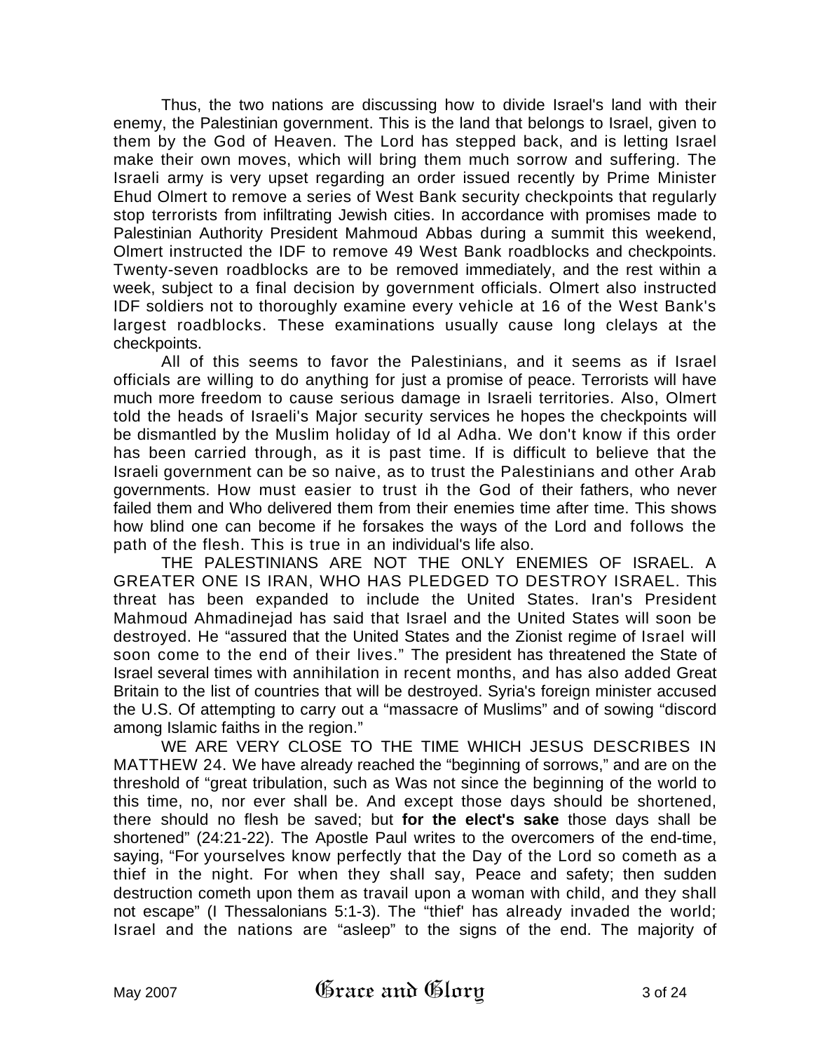Thus, the two nations are discussing how to divide Israel's land with their enemy, the Palestinian government. This is the land that belongs to Israel, given to them by the God of Heaven. The Lord has stepped back, and is letting Israel make their own moves, which will bring them much sorrow and suffering. The Israeli army is very upset regarding an order issued recently by Prime Minister Ehud Olmert to remove a series of West Bank security checkpoints that regularly stop terrorists from infiltrating Jewish cities. In accordance with promises made to Palestinian Authority President Mahmoud Abbas during a summit this weekend, Olmert instructed the IDF to remove 49 West Bank roadblocks and checkpoints. Twenty-seven roadblocks are to be removed immediately, and the rest within a week, subject to a final decision by government officials. Olmert also instructed IDF soldiers not to thoroughly examine every vehicle at 16 of the West Bank's largest roadblocks. These examinations usually cause long clelays at the checkpoints.

All of this seems to favor the Palestinians, and it seems as if Israel officials are willing to do anything for just a promise of peace. Terrorists will have much more freedom to cause serious damage in Israeli territories. Also, Olmert told the heads of Israeli's Major security services he hopes the checkpoints will be dismantled by the Muslim holiday of Id al Adha. We don't know if this order has been carried through, as it is past time. If is difficult to believe that the Israeli government can be so naive, as to trust the Palestinians and other Arab governments. How must easier to trust ih the God of their fathers, who never failed them and Who delivered them from their enemies time after time. This shows how blind one can become if he forsakes the ways of the Lord and follows the path of the flesh. This is true in an individual's life also.

THE PALESTINIANS ARE NOT THE ONLY ENEMIES OF ISRAEL. A GREATER ONE IS IRAN, WHO HAS PLEDGED TO DESTROY ISRAEL. This threat has been expanded to include the United States. Iran's President Mahmoud Ahmadinejad has said that Israel and the United States will soon be destroyed. He "assured that the United States and the Zionist regime of Israel will soon come to the end of their lives." The president has threatened the State of Israel several times with annihilation in recent months, and has also added Great Britain to the list of countries that will be destroyed. Syria's foreign minister accused the U.S. Of attempting to carry out a "massacre of Muslims" and of sowing "discord among Islamic faiths in the region."

WE ARE VERY CLOSE TO THE TIME WHICH JESUS DESCRIBES IN MATTHEW 24. We have already reached the "beginning of sorrows," and are on the threshold of "great tribulation, such as Was not since the beginning of the world to this time, no, nor ever shall be. And except those days should be shortened, there should no flesh be saved; but **for the elect's sake** those days shall be shortened" (24:21-22). The Apostle Paul writes to the overcomers of the end-time, saying, "For yourselves know perfectly that the Day of the Lord so cometh as a thief in the night. For when they shall say, Peace and safety; then sudden destruction cometh upon them as travail upon a woman with child, and they shall not escape" (I Thessalonians 5:1-3). The "thief' has already invaded the world; Israel and the nations are "asleep" to the signs of the end. The majority of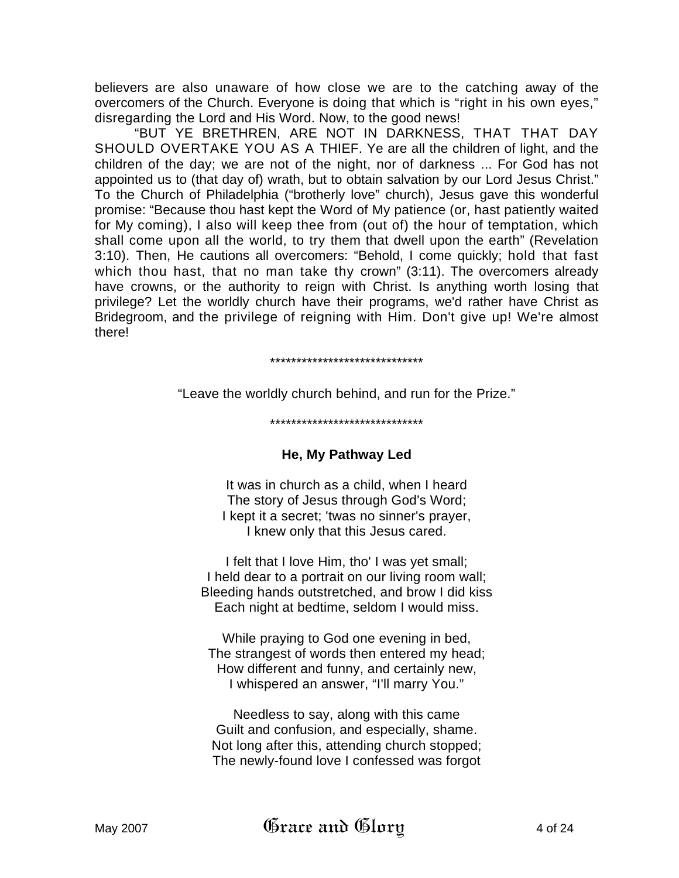believers are also unaware of how close we are to the catching away of the overcomers of the Church. Everyone is doing that which is "right in his own eyes," disregarding the Lord and His Word. Now, to the good news!

"BUT YE BRETHREN, ARE NOT IN DARKNESS, THAT THAT DAY SHOULD OVERTAKE YOU AS A THIEF. Ye are all the children of light, and the children of the day; we are not of the night, nor of darkness ... For God has not appointed us to (that day of) wrath, but to obtain salvation by our Lord Jesus Christ." To the Church of Philadelphia ("brotherly love" church), Jesus gave this wonderful promise: "Because thou hast kept the Word of My patience (or, hast patiently waited for My coming), I also will keep thee from (out of) the hour of temptation, which shall come upon all the world, to try them that dwell upon the earth" (Revelation 3:10). Then, He cautions all overcomers: "Behold, I come quickly; hold that fast which thou hast, that no man take thy crown" (3:11). The overcomers already have crowns, or the authority to reign with Christ. Is anything worth losing that privilege? Let the worldly church have their programs, we'd rather have Christ as Bridegroom, and the privilege of reigning with Him. Don't give up! We're almost there!

******************************

"Leave the worldly church behind, and run for the Prize."

******************************

**He, My Pathway Led**

It was in church as a child, when I heard
The story of Jesus through God's Word;
I kept it a secret; 'twas no sinner's prayer,
I knew only that this Jesus cared.

I felt that I love Him, tho' I was yet small;
I held dear to a portrait on our living room wall;
Bleeding hands outstretched, and brow I did kiss
Each night at bedtime, seldom I would miss.

While praying to God one evening in bed,
The strangest of words then entered my head;
How different and funny, and certainly new,
I whispered an answer, "I'll marry You."

Needless to say, along with this came
Guilt and confusion, and especially, shame.
Not long after this, attending church stopped;
The newly-found love I confessed was forgot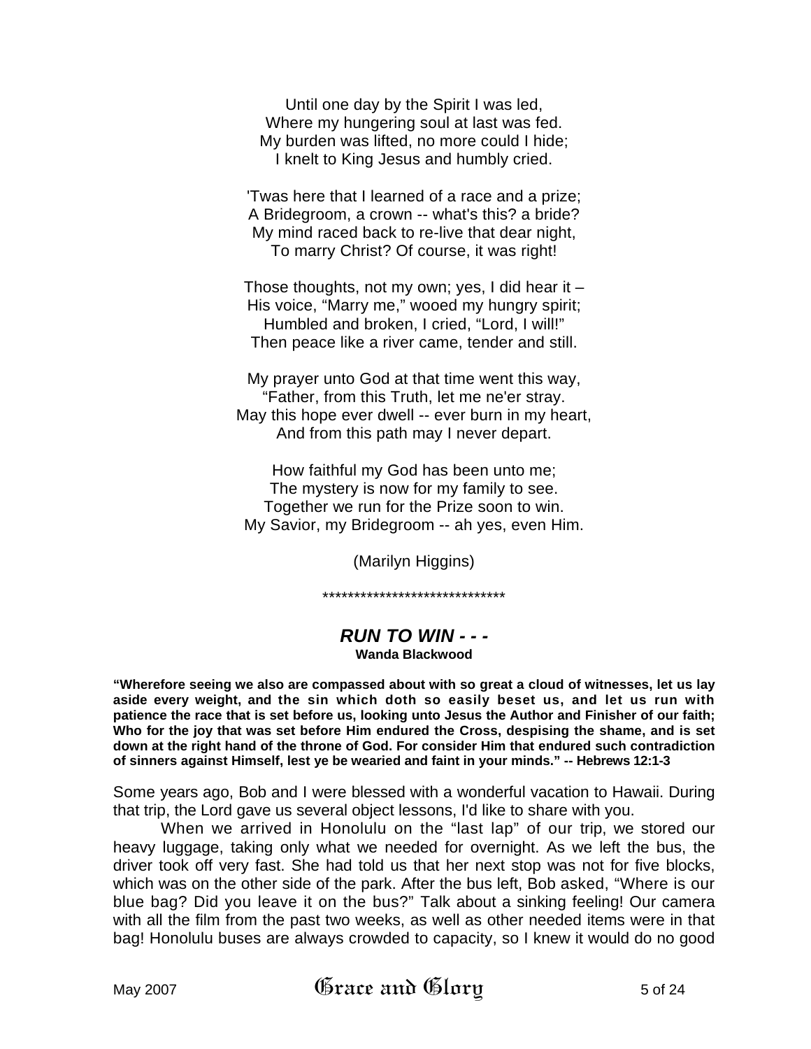Until one day by the Spirit I was led,  
Where my hungering soul at last was fed.  
My burden was lifted, no more could I hide;  
I knelt to King Jesus and humbly cried.

'Twas here that I learned of a race and a prize;  
A Bridegroom, a crown -- what's this? a bride?  
My mind raced back to re-live that dear night,  
To marry Christ? Of course, it was right!

Those thoughts, not my own; yes, I did hear it –  
His voice, "Marry me," wooed my hungry spirit;  
Humbled and broken, I cried, "Lord, I will!"  
Then peace like a river came, tender and still.

My prayer unto God at that time went this way,  
"Father, from this Truth, let me ne'er stray.  
May this hope ever dwell -- ever burn in my heart,  
And from this path may I never depart.

How faithful my God has been unto me;  
The mystery is now for my family to see.  
Together we run for the Prize soon to win.  
My Savior, my Bridegroom -- ah yes, even Him.

(Marilyn Higgins)

*****************************

## *RUN TO WIN - - -*

**Wanda Blackwood**

**"Wherefore seeing we also are compassed about with so great a cloud of witnesses, let us lay aside every weight, and the sin which doth so easily beset us, and let us run with patience the race that is set before us, looking unto Jesus the Author and Finisher of our faith; Who for the joy that was set before Him endured the Cross, despising the shame, and is set down at the right hand of the throne of God. For consider Him that endured such contradiction of sinners against Himself, lest ye be wearied and faint in your minds." -- Hebrews 12:1-3**

Some years ago, Bob and I were blessed with a wonderful vacation to Hawaii. During that trip, the Lord gave us several object lessons, I'd like to share with you.

When we arrived in Honolulu on the "last lap" of our trip, we stored our heavy luggage, taking only what we needed for overnight. As we left the bus, the driver took off very fast. She had told us that her next stop was not for five blocks, which was on the other side of the park. After the bus left, Bob asked, "Where is our blue bag? Did you leave it on the bus?" Talk about a sinking feeling! Our camera with all the film from the past two weeks, as well as other needed items were in that bag! Honolulu buses are always crowded to capacity, so I knew it would do no good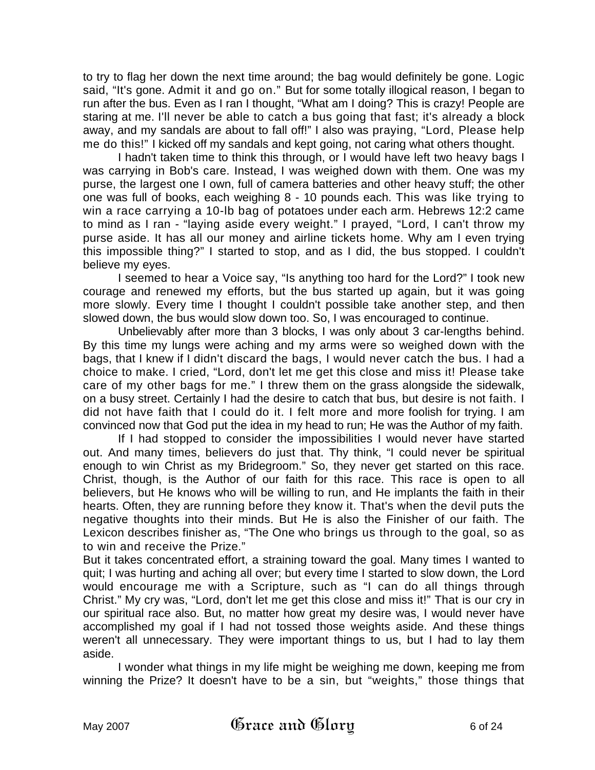to try to flag her down the next time around; the bag would definitely be gone. Logic said, "It's gone. Admit it and go on." But for some totally illogical reason, I began to run after the bus. Even as I ran I thought, "What am I doing? This is crazy! People are staring at me. I'll never be able to catch a bus going that fast; it's already a block away, and my sandals are about to fall off!" I also was praying, "Lord, Please help me do this!" I kicked off my sandals and kept going, not caring what others thought.

I hadn't taken time to think this through, or I would have left two heavy bags I was carrying in Bob's care. Instead, I was weighed down with them. One was my purse, the largest one I own, full of camera batteries and other heavy stuff; the other one was full of books, each weighing 8 - 10 pounds each. This was like trying to win a race carrying a 10-lb bag of potatoes under each arm. Hebrews 12:2 came to mind as I ran - "laying aside every weight." I prayed, "Lord, I can't throw my purse aside. It has all our money and airline tickets home. Why am I even trying this impossible thing?" I started to stop, and as I did, the bus stopped. I couldn't believe my eyes.

I seemed to hear a Voice say, "Is anything too hard for the Lord?" I took new courage and renewed my efforts, but the bus started up again, but it was going more slowly. Every time I thought I couldn't possible take another step, and then slowed down, the bus would slow down too. So, I was encouraged to continue.

Unbelievably after more than 3 blocks, I was only about 3 car-lengths behind. By this time my lungs were aching and my arms were so weighed down with the bags, that I knew if I didn't discard the bags, I would never catch the bus. I had a choice to make. I cried, "Lord, don't let me get this close and miss it! Please take care of my other bags for me." I threw them on the grass alongside the sidewalk, on a busy street. Certainly I had the desire to catch that bus, but desire is not faith. I did not have faith that I could do it. I felt more and more foolish for trying. I am convinced now that God put the idea in my head to run; He was the Author of my faith.

If I had stopped to consider the impossibilities I would never have started out. And many times, believers do just that. Thy think, "I could never be spiritual enough to win Christ as my Bridegroom." So, they never get started on this race. Christ, though, is the Author of our faith for this race. This race is open to all believers, but He knows who will be willing to run, and He implants the faith in their hearts. Often, they are running before they know it. That's when the devil puts the negative thoughts into their minds. But He is also the Finisher of our faith. The Lexicon describes finisher as, "The One who brings us through to the goal, so as to win and receive the Prize."

But it takes concentrated effort, a straining toward the goal. Many times I wanted to quit; I was hurting and aching all over; but every time I started to slow down, the Lord would encourage me with a Scripture, such as "I can do all things through Christ." My cry was, "Lord, don't let me get this close and miss it!" That is our cry in our spiritual race also. But, no matter how great my desire was, I would never have accomplished my goal if I had not tossed those weights aside. And these things weren't all unnecessary. They were important things to us, but I had to lay them aside.

I wonder what things in my life might be weighing me down, keeping me from winning the Prize? It doesn't have to be a sin, but "weights," those things that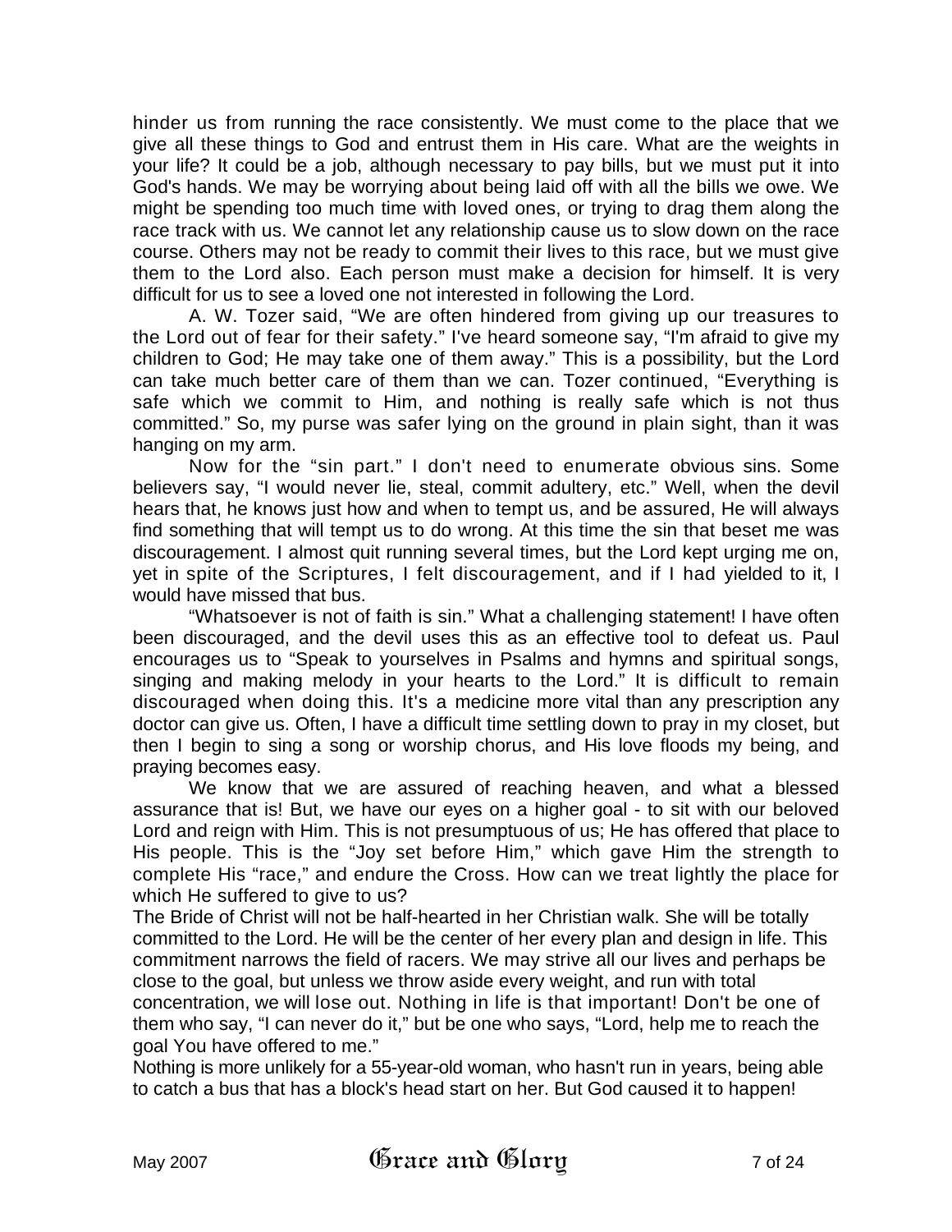hinder us from running the race consistently. We must come to the place that we give all these things to God and entrust them in His care. What are the weights in your life? It could be a job, although necessary to pay bills, but we must put it into God's hands. We may be worrying about being laid off with all the bills we owe. We might be spending too much time with loved ones, or trying to drag them along the race track with us. We cannot let any relationship cause us to slow down on the race course. Others may not be ready to commit their lives to this race, but we must give them to the Lord also. Each person must make a decision for himself. It is very difficult for us to see a loved one not interested in following the Lord.

A. W. Tozer said, "We are often hindered from giving up our treasures to the Lord out of fear for their safety." I've heard someone say, "I'm afraid to give my children to God; He may take one of them away." This is a possibility, but the Lord can take much better care of them than we can. Tozer continued, "Everything is safe which we commit to Him, and nothing is really safe which is not thus committed." So, my purse was safer lying on the ground in plain sight, than it was hanging on my arm.

Now for the "sin part." I don't need to enumerate obvious sins. Some believers say, "I would never lie, steal, commit adultery, etc." Well, when the devil hears that, he knows just how and when to tempt us, and be assured, He will always find something that will tempt us to do wrong. At this time the sin that beset me was discouragement. I almost quit running several times, but the Lord kept urging me on, yet in spite of the Scriptures, I felt discouragement, and if I had yielded to it, I would have missed that bus.

"Whatsoever is not of faith is sin." What a challenging statement! I have often been discouraged, and the devil uses this as an effective tool to defeat us. Paul encourages us to "Speak to yourselves in Psalms and hymns and spiritual songs, singing and making melody in your hearts to the Lord." It is difficult to remain discouraged when doing this. It's a medicine more vital than any prescription any doctor can give us. Often, I have a difficult time settling down to pray in my closet, but then I begin to sing a song or worship chorus, and His love floods my being, and praying becomes easy.

We know that we are assured of reaching heaven, and what a blessed assurance that is! But, we have our eyes on a higher goal - to sit with our beloved Lord and reign with Him. This is not presumptuous of us; He has offered that place to His people. This is the "Joy set before Him," which gave Him the strength to complete His "race," and endure the Cross. How can we treat lightly the place for which He suffered to give to us?

The Bride of Christ will not be half-hearted in her Christian walk. She will be totally committed to the Lord. He will be the center of her every plan and design in life. This commitment narrows the field of racers. We may strive all our lives and perhaps be close to the goal, but unless we throw aside every weight, and run with total concentration, we will lose out. Nothing in life is that important! Don't be one of them who say, "I can never do it," but be one who says, "Lord, help me to reach the goal You have offered to me."

Nothing is more unlikely for a 55-year-old woman, who hasn't run in years, being able to catch a bus that has a block's head start on her. But God caused it to happen!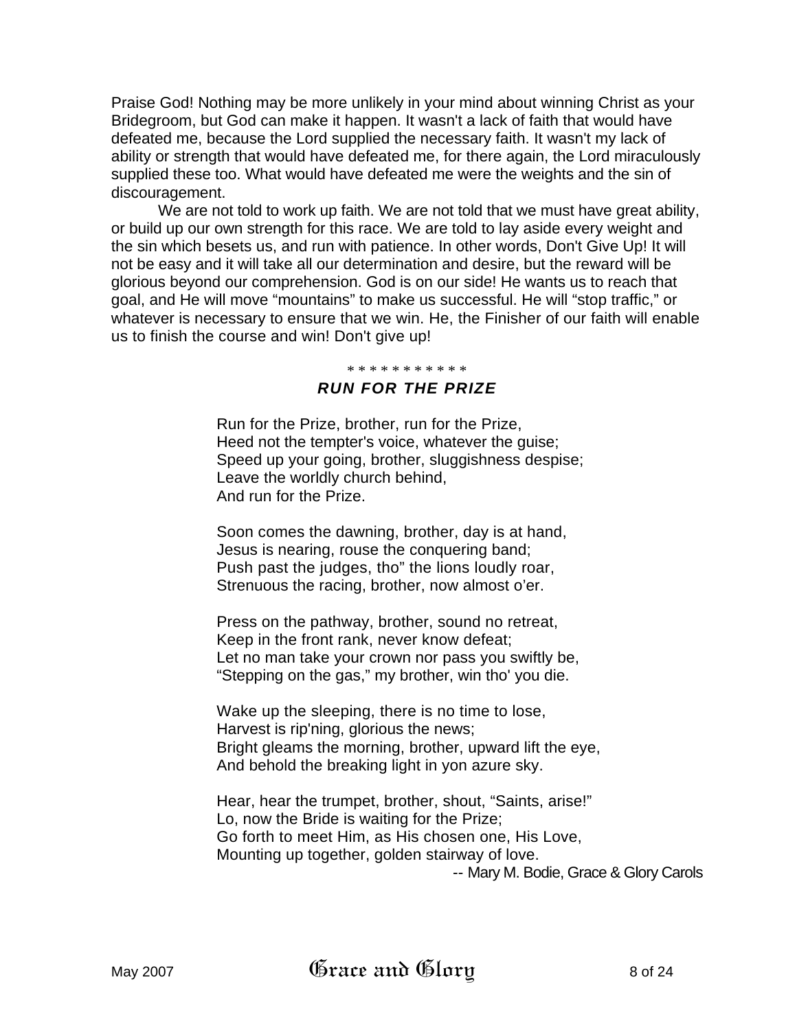Praise God! Nothing may be more unlikely in your mind about winning Christ as your Bridegroom, but God can make it happen. It wasn't a lack of faith that would have defeated me, because the Lord supplied the necessary faith. It wasn't my lack of ability or strength that would have defeated me, for there again, the Lord miraculously supplied these too. What would have defeated me were the weights and the sin of discouragement.

We are not told to work up faith. We are not told that we must have great ability, or build up our own strength for this race. We are told to lay aside every weight and the sin which besets us, and run with patience. In other words, Don't Give Up! It will not be easy and it will take all our determination and desire, but the reward will be glorious beyond our comprehension. God is on our side! He wants us to reach that goal, and He will move "mountains" to make us successful. He will "stop traffic," or whatever is necessary to ensure that we win. He, the Finisher of our faith will enable us to finish the course and win! Don't give up!

\* \* \* \* \* \* \* \* \* \* \*

### *RUN FOR THE PRIZE*

Run for the Prize, brother, run for the Prize,
Heed not the tempter's voice, whatever the guise;
Speed up your going, brother, sluggishness despise;
Leave the worldly church behind,
And run for the Prize.

Soon comes the dawning, brother, day is at hand,
Jesus is nearing, rouse the conquering band;
Push past the judges, tho" the lions loudly roar,
Strenuous the racing, brother, now almost o'er.

Press on the pathway, brother, sound no retreat,
Keep in the front rank, never know defeat;
Let no man take your crown nor pass you swiftly be,
"Stepping on the gas," my brother, win tho' you die.

Wake up the sleeping, there is no time to lose,
Harvest is rip'ning, glorious the news;
Bright gleams the morning, brother, upward lift the eye,
And behold the breaking light in yon azure sky.

Hear, hear the trumpet, brother, shout, "Saints, arise!"
Lo, now the Bride is waiting for the Prize;
Go forth to meet Him, as His chosen one, His Love,
Mounting up together, golden stairway of love.

-- Mary M. Bodie, Grace & Glory Carols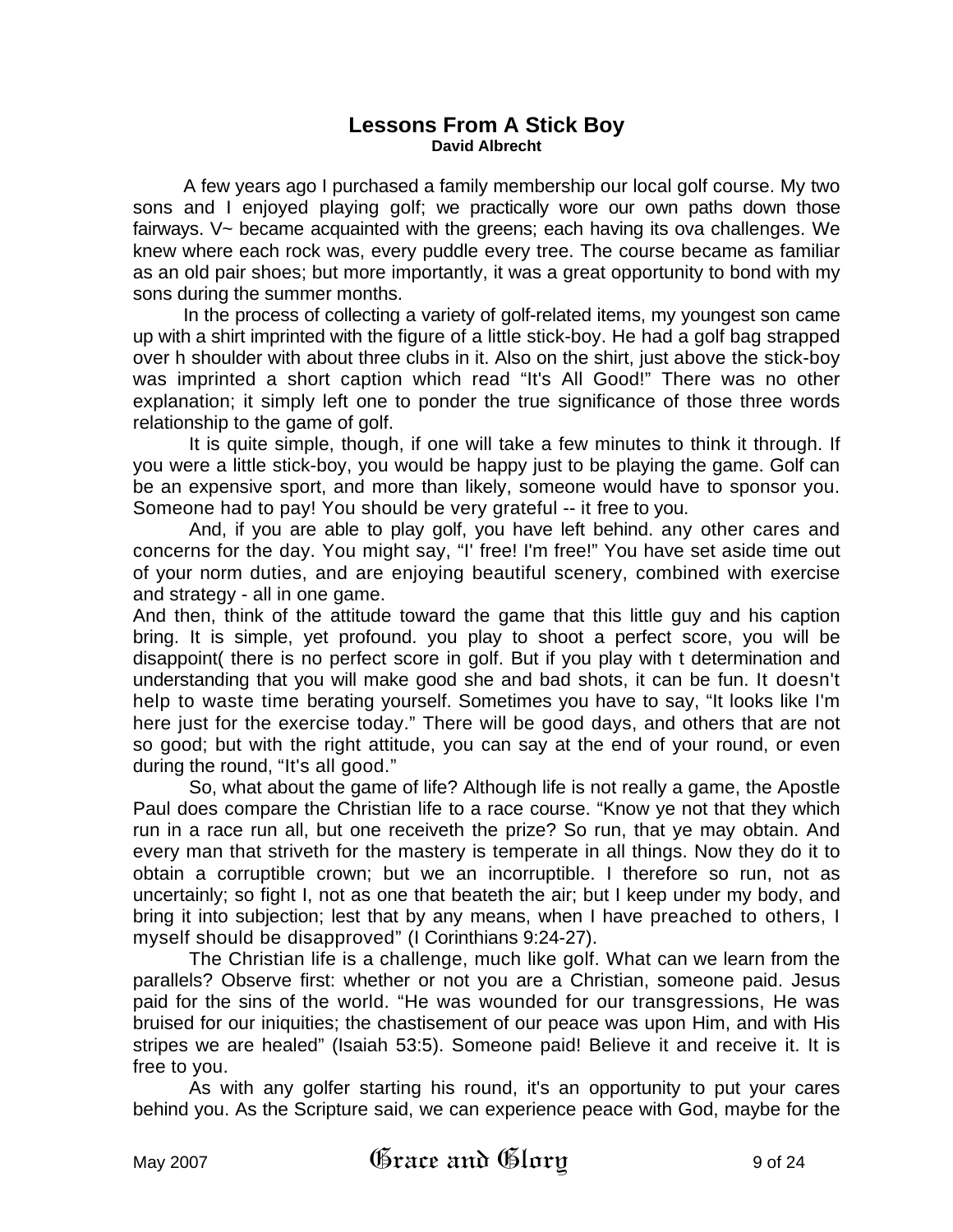# Lessons From A Stick Boy

**David Albrecht**

A few years ago I purchased a family membership our local golf course. My two sons and I enjoyed playing golf; we practically wore our own paths down those fairways. V~ became acquainted with the greens; each having its ova challenges. We knew where each rock was, every puddle every tree. The course became as familiar as an old pair shoes; but more importantly, it was a great opportunity to bond with my sons during the summer months.

In the process of collecting a variety of golf-related items, my youngest son came up with a shirt imprinted with the figure of a little stick-boy. He had a golf bag strapped over h shoulder with about three clubs in it. Also on the shirt, just above the stick-boy was imprinted a short caption which read "It's All Good!" There was no other explanation; it simply left one to ponder the true significance of those three words relationship to the game of golf.

It is quite simple, though, if one will take a few minutes to think it through. If you were a little stick-boy, you would be happy just to be playing the game. Golf can be an expensive sport, and more than likely, someone would have to sponsor you. Someone had to pay! You should be very grateful -- it free to you.

And, if you are able to play golf, you have left behind. any other cares and concerns for the day. You might say, "I' free! I'm free!" You have set aside time out of your norm duties, and are enjoying beautiful scenery, combined with exercise and strategy - all in one game.

And then, think of the attitude toward the game that this little guy and his caption bring. It is simple, yet profound. you play to shoot a perfect score, you will be disappoint( there is no perfect score in golf. But if you play with t determination and understanding that you will make good she and bad shots, it can be fun. It doesn't help to waste time berating yourself. Sometimes you have to say, "It looks like I'm here just for the exercise today." There will be good days, and others that are not so good; but with the right attitude, you can say at the end of your round, or even during the round, "It's all good."

So, what about the game of life? Although life is not really a game, the Apostle Paul does compare the Christian life to a race course. "Know ye not that they which run in a race run all, but one receiveth the prize? So run, that ye may obtain. And every man that striveth for the mastery is temperate in all things. Now they do it to obtain a corruptible crown; but we an incorruptible. I therefore so run, not as uncertainly; so fight I, not as one that beateth the air; but I keep under my body, and bring it into subjection; lest that by any means, when I have preached to others, I myself should be disapproved" (I Corinthians 9:24-27).

The Christian life is a challenge, much like golf. What can we learn from the parallels? Observe first: whether or not you are a Christian, someone paid. Jesus paid for the sins of the world. "He was wounded for our transgressions, He was bruised for our iniquities; the chastisement of our peace was upon Him, and with His stripes we are healed" (Isaiah 53:5). Someone paid! Believe it and receive it. It is free to you.

As with any golfer starting his round, it's an opportunity to put your cares behind you. As the Scripture said, we can experience peace with God, maybe for the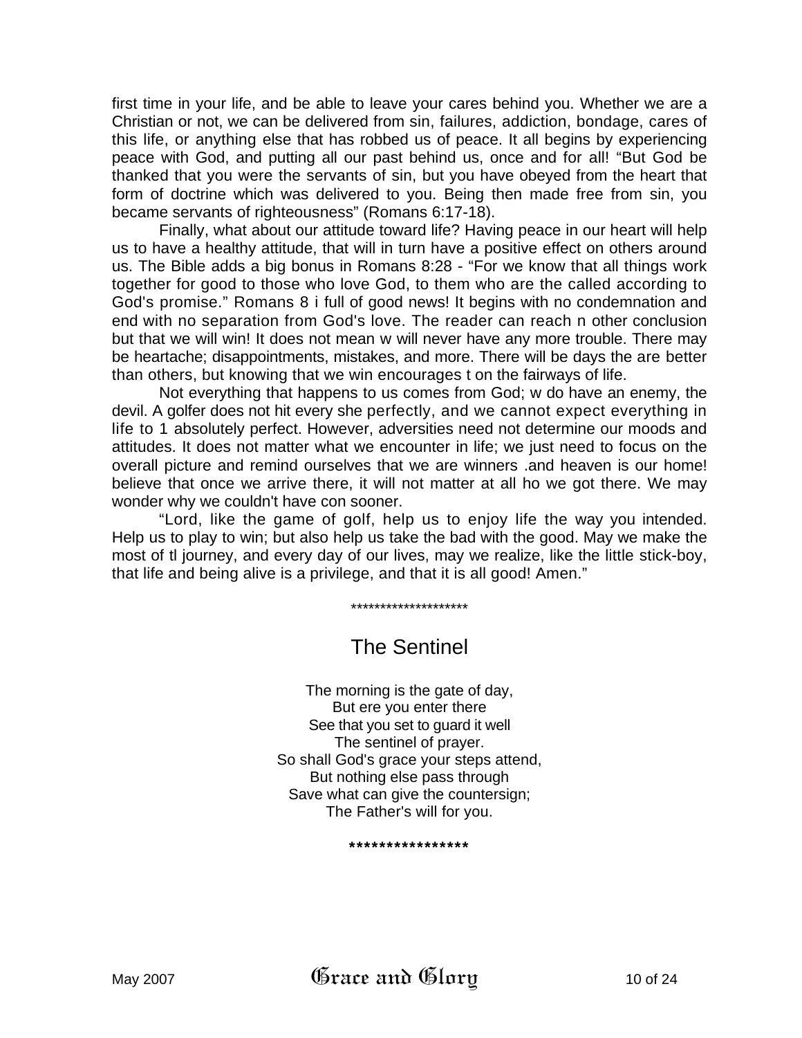first time in your life, and be able to leave your cares behind you. Whether we are a Christian or not, we can be delivered from sin, failures, addiction, bondage, cares of this life, or anything else that has robbed us of peace. It all begins by experiencing peace with God, and putting all our past behind us, once and for all! "But God be thanked that you were the servants of sin, but you have obeyed from the heart that form of doctrine which was delivered to you. Being then made free from sin, you became servants of righteousness" (Romans 6:17-18).

Finally, what about our attitude toward life? Having peace in our heart will help us to have a healthy attitude, that will in turn have a positive effect on others around us. The Bible adds a big bonus in Romans 8:28 - "For we know that all things work together for good to those who love God, to them who are the called according to God's promise." Romans 8 i full of good news! It begins with no condemnation and end with no separation from God's love. The reader can reach n other conclusion but that we will win! It does not mean w will never have any more trouble. There may be heartache; disappointments, mistakes, and more. There will be days the are better than others, but knowing that we win encourages t on the fairways of life.

Not everything that happens to us comes from God; w do have an enemy, the devil. A golfer does not hit every she perfectly, and we cannot expect everything in life to 1 absolutely perfect. However, adversities need not determine our moods and attitudes. It does not matter what we encounter in life; we just need to focus on the overall picture and remind ourselves that we are winners .and heaven is our home! believe that once we arrive there, it will not matter at all ho we got there. We may wonder why we couldn't have con sooner.

"Lord, like the game of golf, help us to enjoy life the way you intended. Help us to play to win; but also help us take the bad with the good. May we make the most of tl journey, and every day of our lives, may we realize, like the little stick-boy, that life and being alive is a privilege, and that it is all good! Amen."

********************

## The Sentinel

The morning is the gate of day,
But ere you enter there
See that you set to guard it well
The sentinel of prayer.
So shall God's grace your steps attend,
But nothing else pass through
Save what can give the countersign;
The Father's will for you.

****************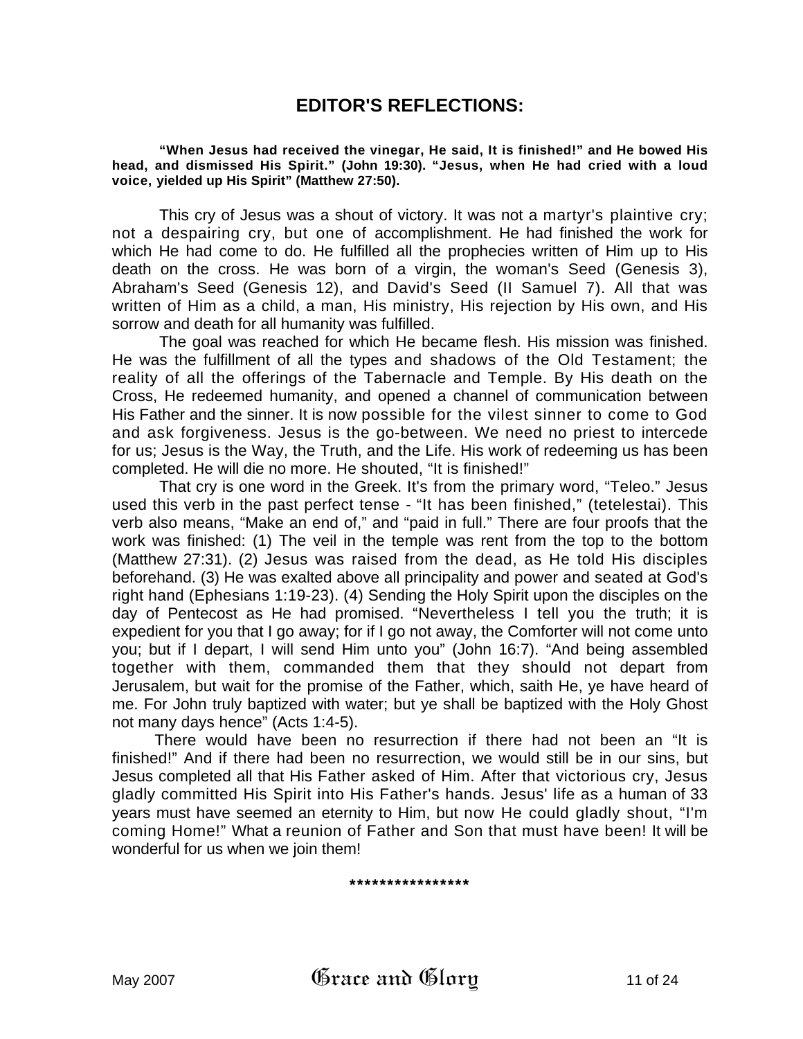## EDITOR'S REFLECTIONS:

**"When Jesus had received the vinegar, He said, It is finished!" and He bowed His head, and dismissed His Spirit." (John 19:30). "Jesus, when He had cried with a loud voice, yielded up His Spirit" (Matthew 27:50).**

This cry of Jesus was a shout of victory. It was not a martyr's plaintive cry; not a despairing cry, but one of accomplishment. He had finished the work for which He had come to do. He fulfilled all the prophecies written of Him up to His death on the cross. He was born of a virgin, the woman's Seed (Genesis 3), Abraham's Seed (Genesis 12), and David's Seed (II Samuel 7). All that was written of Him as a child, a man, His ministry, His rejection by His own, and His sorrow and death for all humanity was fulfilled.

The goal was reached for which He became flesh. His mission was finished. He was the fulfillment of all the types and shadows of the Old Testament; the reality of all the offerings of the Tabernacle and Temple. By His death on the Cross, He redeemed humanity, and opened a channel of communication between His Father and the sinner. It is now possible for the vilest sinner to come to God and ask forgiveness. Jesus is the go-between. We need no priest to intercede for us; Jesus is the Way, the Truth, and the Life. His work of redeeming us has been completed. He will die no more. He shouted, "It is finished!"

That cry is one word in the Greek. It's from the primary word, "Teleo." Jesus used this verb in the past perfect tense - "It has been finished," (tetelestai). This verb also means, "Make an end of," and "paid in full." There are four proofs that the work was finished: (1) The veil in the temple was rent from the top to the bottom (Matthew 27:31). (2) Jesus was raised from the dead, as He told His disciples beforehand. (3) He was exalted above all principality and power and seated at God's right hand (Ephesians 1:19-23). (4) Sending the Holy Spirit upon the disciples on the day of Pentecost as He had promised. "Nevertheless I tell you the truth; it is expedient for you that I go away; for if I go not away, the Comforter will not come unto you; but if I depart, I will send Him unto you" (John 16:7). "And being assembled together with them, commanded them that they should not depart from Jerusalem, but wait for the promise of the Father, which, saith He, ye have heard of me. For John truly baptized with water; but ye shall be baptized with the Holy Ghost not many days hence" (Acts 1:4-5).

There would have been no resurrection if there had not been an "It is finished!" And if there had been no resurrection, we would still be in our sins, but Jesus completed all that His Father asked of Him. After that victorious cry, Jesus gladly committed His Spirit into His Father's hands. Jesus' life as a human of 33 years must have seemed an eternity to Him, but now He could gladly shout, "I'm coming Home!" What a reunion of Father and Son that must have been! It will be wonderful for us when we join them!

****************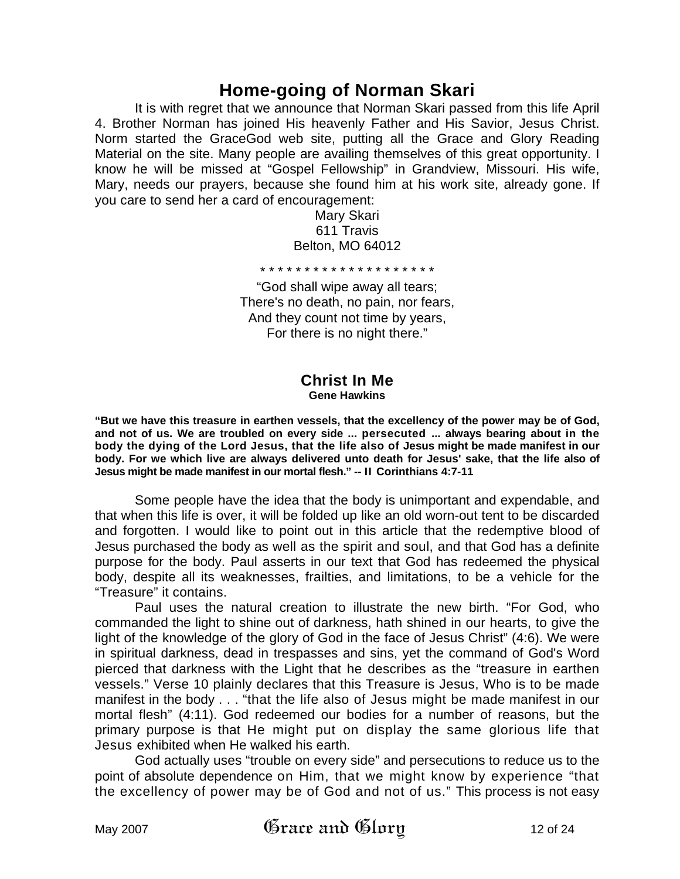# Home-going of Norman Skari

It is with regret that we announce that Norman Skari passed from this life April 4. Brother Norman has joined His heavenly Father and His Savior, Jesus Christ. Norm started the GraceGod web site, putting all the Grace and Glory Reading Material on the site. Many people are availing themselves of this great opportunity. I know he will be missed at "Gospel Fellowship" in Grandview, Missouri. His wife, Mary, needs our prayers, because she found him at his work site, already gone. If you care to send her a card of encouragement:

Mary Skari
611 Travis
Belton, MO 64012

* * * * * * * * * * * * * * * * * * * *

"God shall wipe away all tears;
There's no death, no pain, nor fears,
And they count not time by years,
For there is no night there."

## Christ In Me

**Gene Hawkins**

**"But we have this treasure in earthen vessels, that the excellency of the power may be of God, and not of us. We are troubled on every side ... persecuted ... always bearing about in the body the dying of the Lord Jesus, that the life also of Jesus might be made manifest in our body. For we which live are always delivered unto death for Jesus' sake, that the life also of Jesus might be made manifest in our mortal flesh." -- II Corinthians 4:7-11**

Some people have the idea that the body is unimportant and expendable, and that when this life is over, it will be folded up like an old worn-out tent to be discarded and forgotten. I would like to point out in this article that the redemptive blood of Jesus purchased the body as well as the spirit and soul, and that God has a definite purpose for the body. Paul asserts in our text that God has redeemed the physical body, despite all its weaknesses, frailties, and limitations, to be a vehicle for the "Treasure" it contains.

Paul uses the natural creation to illustrate the new birth. "For God, who commanded the light to shine out of darkness, hath shined in our hearts, to give the light of the knowledge of the glory of God in the face of Jesus Christ" (4:6). We were in spiritual darkness, dead in trespasses and sins, yet the command of God's Word pierced that darkness with the Light that he describes as the "treasure in earthen vessels." Verse 10 plainly declares that this Treasure is Jesus, Who is to be made manifest in the body . . . "that the life also of Jesus might be made manifest in our mortal flesh" (4:11). God redeemed our bodies for a number of reasons, but the primary purpose is that He might put on display the same glorious life that Jesus exhibited when He walked his earth.

God actually uses "trouble on every side" and persecutions to reduce us to the point of absolute dependence on Him, that we might know by experience "that the excellency of power may be of God and not of us." This process is not easy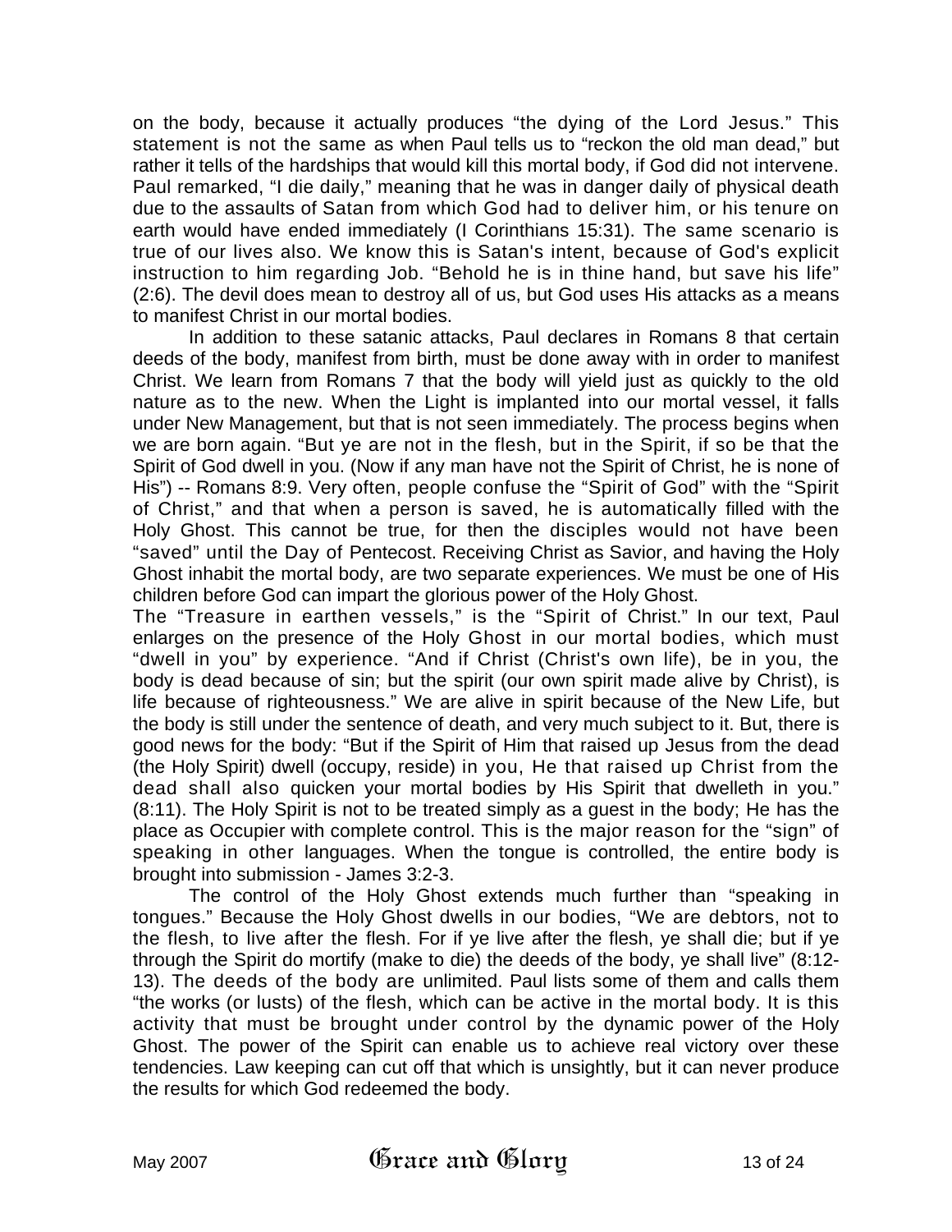on the body, because it actually produces "the dying of the Lord Jesus." This statement is not the same as when Paul tells us to "reckon the old man dead," but rather it tells of the hardships that would kill this mortal body, if God did not intervene. Paul remarked, "I die daily," meaning that he was in danger daily of physical death due to the assaults of Satan from which God had to deliver him, or his tenure on earth would have ended immediately (I Corinthians 15:31). The same scenario is true of our lives also. We know this is Satan's intent, because of God's explicit instruction to him regarding Job. "Behold he is in thine hand, but save his life" (2:6). The devil does mean to destroy all of us, but God uses His attacks as a means to manifest Christ in our mortal bodies.

In addition to these satanic attacks, Paul declares in Romans 8 that certain deeds of the body, manifest from birth, must be done away with in order to manifest Christ. We learn from Romans 7 that the body will yield just as quickly to the old nature as to the new. When the Light is implanted into our mortal vessel, it falls under New Management, but that is not seen immediately. The process begins when we are born again. "But ye are not in the flesh, but in the Spirit, if so be that the Spirit of God dwell in you. (Now if any man have not the Spirit of Christ, he is none of His") -- Romans 8:9. Very often, people confuse the "Spirit of God" with the "Spirit of Christ," and that when a person is saved, he is automatically filled with the Holy Ghost. This cannot be true, for then the disciples would not have been "saved" until the Day of Pentecost. Receiving Christ as Savior, and having the Holy Ghost inhabit the mortal body, are two separate experiences. We must be one of His children before God can impart the glorious power of the Holy Ghost.

The "Treasure in earthen vessels," is the "Spirit of Christ." In our text, Paul enlarges on the presence of the Holy Ghost in our mortal bodies, which must "dwell in you" by experience. "And if Christ (Christ's own life), be in you, the body is dead because of sin; but the spirit (our own spirit made alive by Christ), is life because of righteousness." We are alive in spirit because of the New Life, but the body is still under the sentence of death, and very much subject to it. But, there is good news for the body: "But if the Spirit of Him that raised up Jesus from the dead (the Holy Spirit) dwell (occupy, reside) in you, He that raised up Christ from the dead shall also quicken your mortal bodies by His Spirit that dwelleth in you." (8:11). The Holy Spirit is not to be treated simply as a guest in the body; He has the place as Occupier with complete control. This is the major reason for the "sign" of speaking in other languages. When the tongue is controlled, the entire body is brought into submission - James 3:2-3.

The control of the Holy Ghost extends much further than "speaking in tongues." Because the Holy Ghost dwells in our bodies, "We are debtors, not to the flesh, to live after the flesh. For if ye live after the flesh, ye shall die; but if ye through the Spirit do mortify (make to die) the deeds of the body, ye shall live" (8:12-13). The deeds of the body are unlimited. Paul lists some of them and calls them "the works (or lusts) of the flesh, which can be active in the mortal body. It is this activity that must be brought under control by the dynamic power of the Holy Ghost. The power of the Spirit can enable us to achieve real victory over these tendencies. Law keeping can cut off that which is unsightly, but it can never produce the results for which God redeemed the body.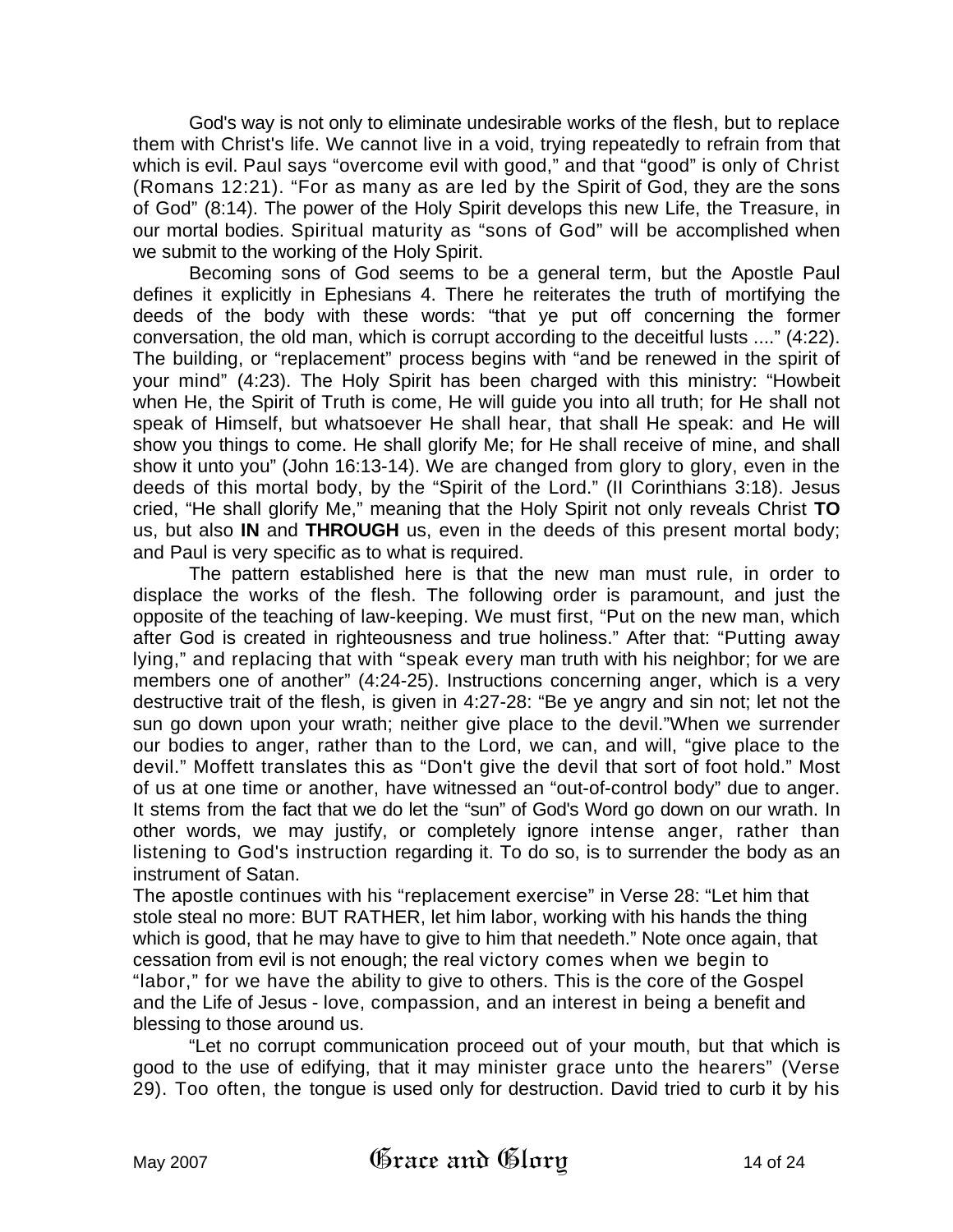God's way is not only to eliminate undesirable works of the flesh, but to replace them with Christ's life. We cannot live in a void, trying repeatedly to refrain from that which is evil. Paul says "overcome evil with good," and that "good" is only of Christ (Romans 12:21). "For as many as are led by the Spirit of God, they are the sons of God" (8:14). The power of the Holy Spirit develops this new Life, the Treasure, in our mortal bodies. Spiritual maturity as "sons of God" will be accomplished when we submit to the working of the Holy Spirit.

Becoming sons of God seems to be a general term, but the Apostle Paul defines it explicitly in Ephesians 4. There he reiterates the truth of mortifying the deeds of the body with these words: "that ye put off concerning the former conversation, the old man, which is corrupt according to the deceitful lusts ...." (4:22). The building, or "replacement" process begins with "and be renewed in the spirit of your mind" (4:23). The Holy Spirit has been charged with this ministry: "Howbeit when He, the Spirit of Truth is come, He will guide you into all truth; for He shall not speak of Himself, but whatsoever He shall hear, that shall He speak: and He will show you things to come. He shall glorify Me; for He shall receive of mine, and shall show it unto you" (John 16:13-14). We are changed from glory to glory, even in the deeds of this mortal body, by the "Spirit of the Lord." (II Corinthians 3:18). Jesus cried, "He shall glorify Me," meaning that the Holy Spirit not only reveals Christ **TO** us, but also **IN** and **THROUGH** us, even in the deeds of this present mortal body; and Paul is very specific as to what is required.

The pattern established here is that the new man must rule, in order to displace the works of the flesh. The following order is paramount, and just the opposite of the teaching of law-keeping. We must first, "Put on the new man, which after God is created in righteousness and true holiness." After that: "Putting away lying," and replacing that with "speak every man truth with his neighbor; for we are members one of another" (4:24-25). Instructions concerning anger, which is a very destructive trait of the flesh, is given in 4:27-28: "Be ye angry and sin not; let not the sun go down upon your wrath; neither give place to the devil."When we surrender our bodies to anger, rather than to the Lord, we can, and will, "give place to the devil." Moffett translates this as "Don't give the devil that sort of foot hold." Most of us at one time or another, have witnessed an "out-of-control body" due to anger. It stems from the fact that we do let the "sun" of God's Word go down on our wrath. In other words, we may justify, or completely ignore intense anger, rather than listening to God's instruction regarding it. To do so, is to surrender the body as an instrument of Satan.

The apostle continues with his "replacement exercise" in Verse 28: "Let him that stole steal no more: BUT RATHER, let him labor, working with his hands the thing which is good, that he may have to give to him that needeth." Note once again, that cessation from evil is not enough; the real victory comes when we begin to "labor," for we have the ability to give to others. This is the core of the Gospel and the Life of Jesus - love, compassion, and an interest in being a benefit and blessing to those around us.

"Let no corrupt communication proceed out of your mouth, but that which is good to the use of edifying, that it may minister grace unto the hearers" (Verse 29). Too often, the tongue is used only for destruction. David tried to curb it by his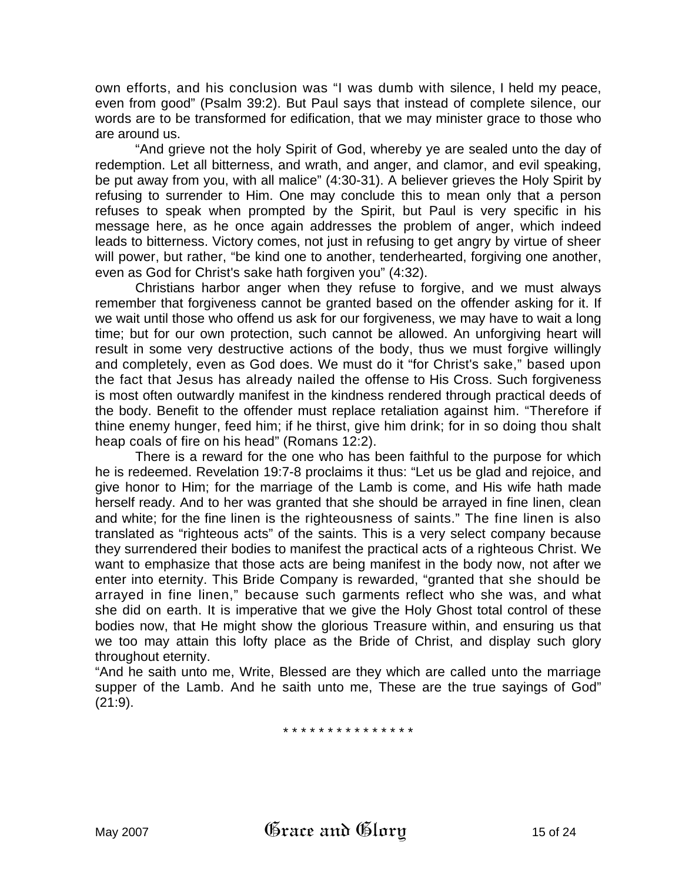own efforts, and his conclusion was "I was dumb with silence, I held my peace, even from good" (Psalm 39:2). But Paul says that instead of complete silence, our words are to be transformed for edification, that we may minister grace to those who are around us.

"And grieve not the holy Spirit of God, whereby ye are sealed unto the day of redemption. Let all bitterness, and wrath, and anger, and clamor, and evil speaking, be put away from you, with all malice" (4:30-31). A believer grieves the Holy Spirit by refusing to surrender to Him. One may conclude this to mean only that a person refuses to speak when prompted by the Spirit, but Paul is very specific in his message here, as he once again addresses the problem of anger, which indeed leads to bitterness. Victory comes, not just in refusing to get angry by virtue of sheer will power, but rather, "be kind one to another, tenderhearted, forgiving one another, even as God for Christ's sake hath forgiven you" (4:32).

Christians harbor anger when they refuse to forgive, and we must always remember that forgiveness cannot be granted based on the offender asking for it. If we wait until those who offend us ask for our forgiveness, we may have to wait a long time; but for our own protection, such cannot be allowed. An unforgiving heart will result in some very destructive actions of the body, thus we must forgive willingly and completely, even as God does. We must do it "for Christ's sake," based upon the fact that Jesus has already nailed the offense to His Cross. Such forgiveness is most often outwardly manifest in the kindness rendered through practical deeds of the body. Benefit to the offender must replace retaliation against him. "Therefore if thine enemy hunger, feed him; if he thirst, give him drink; for in so doing thou shalt heap coals of fire on his head" (Romans 12:2).

There is a reward for the one who has been faithful to the purpose for which he is redeemed. Revelation 19:7-8 proclaims it thus: "Let us be glad and rejoice, and give honor to Him; for the marriage of the Lamb is come, and His wife hath made herself ready. And to her was granted that she should be arrayed in fine linen, clean and white; for the fine linen is the righteousness of saints." The fine linen is also translated as "righteous acts" of the saints. This is a very select company because they surrendered their bodies to manifest the practical acts of a righteous Christ. We want to emphasize that those acts are being manifest in the body now, not after we enter into eternity. This Bride Company is rewarded, "granted that she should be arrayed in fine linen," because such garments reflect who she was, and what she did on earth. It is imperative that we give the Holy Ghost total control of these bodies now, that He might show the glorious Treasure within, and ensuring us that we too may attain this lofty place as the Bride of Christ, and display such glory throughout eternity.

"And he saith unto me, Write, Blessed are they which are called unto the marriage supper of the Lamb. And he saith unto me, These are the true sayings of God" (21:9).

* * * * * * * * * * * * * * *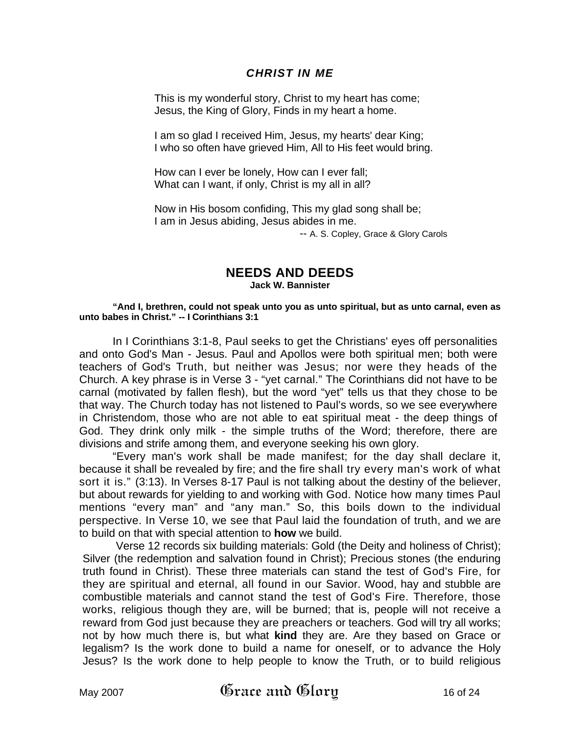### *CHRIST IN ME*

This is my wonderful story, Christ to my heart has come;
Jesus, the King of Glory, Finds in my heart a home.

I am so glad I received Him, Jesus, my hearts' dear King;
I who so often have grieved Him, All to His feet would bring.

How can I ever be lonely, How can I ever fall;
What can I want, if only, Christ is my all in all?

Now in His bosom confiding, This my glad song shall be;
I am in Jesus abiding, Jesus abides in me.

-- A. S. Copley, Grace & Glory Carols

## NEEDS AND DEEDS

**Jack W. Bannister**

**"And I, brethren, could not speak unto you as unto spiritual, but as unto carnal, even as unto babes in Christ." -- I Corinthians 3:1**

In I Corinthians 3:1-8, Paul seeks to get the Christians' eyes off personalities and onto God's Man - Jesus. Paul and Apollos were both spiritual men; both were teachers of God's Truth, but neither was Jesus; nor were they heads of the Church. A key phrase is in Verse 3 - "yet carnal." The Corinthians did not have to be carnal (motivated by fallen flesh), but the word "yet" tells us that they chose to be that way. The Church today has not listened to Paul's words, so we see everywhere in Christendom, those who are not able to eat spiritual meat - the deep things of God. They drink only milk - the simple truths of the Word; therefore, there are divisions and strife among them, and everyone seeking his own glory.

"Every man's work shall be made manifest; for the day shall declare it, because it shall be revealed by fire; and the fire shall try every man's work of what sort it is." (3:13). In Verses 8-17 Paul is not talking about the destiny of the believer, but about rewards for yielding to and working with God. Notice how many times Paul mentions "every man" and "any man." So, this boils down to the individual perspective. In Verse 10, we see that Paul laid the foundation of truth, and we are to build on that with special attention to **how** we build.

Verse 12 records six building materials: Gold (the Deity and holiness of Christ); Silver (the redemption and salvation found in Christ); Precious stones (the enduring truth found in Christ). These three materials can stand the test of God's Fire, for they are spiritual and eternal, all found in our Savior. Wood, hay and stubble are combustible materials and cannot stand the test of God's Fire. Therefore, those works, religious though they are, will be burned; that is, people will not receive a reward from God just because they are preachers or teachers. God will try all works; not by how much there is, but what **kind** they are. Are they based on Grace or legalism? Is the work done to build a name for oneself, or to advance the Holy Jesus? Is the work done to help people to know the Truth, or to build religious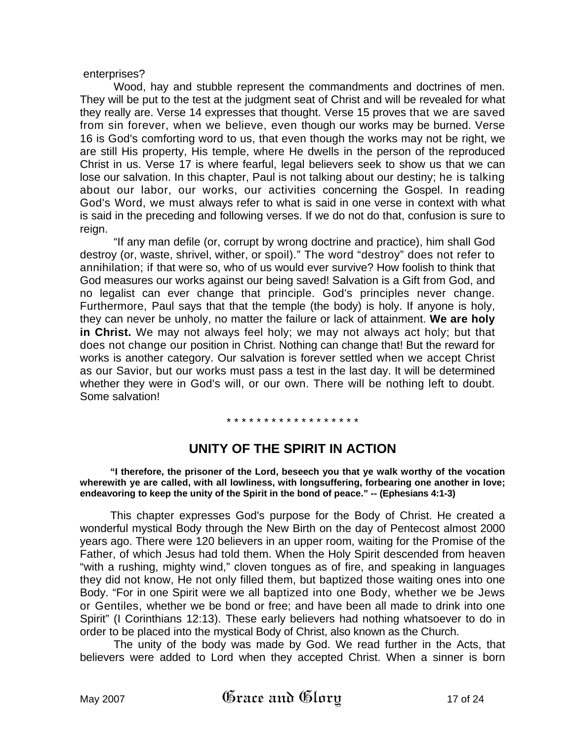enterprises?

Wood, hay and stubble represent the commandments and doctrines of men. They will be put to the test at the judgment seat of Christ and will be revealed for what they really are. Verse 14 expresses that thought. Verse 15 proves that we are saved from sin forever, when we believe, even though our works may be burned. Verse 16 is God's comforting word to us, that even though the works may not be right, we are still His property, His temple, where He dwells in the person of the reproduced Christ in us. Verse 17 is where fearful, legal believers seek to show us that we can lose our salvation. In this chapter, Paul is not talking about our destiny; he is talking about our labor, our works, our activities concerning the Gospel. In reading God's Word, we must always refer to what is said in one verse in context with what is said in the preceding and following verses. If we do not do that, confusion is sure to reign.

"If any man defile (or, corrupt by wrong doctrine and practice), him shall God destroy (or, waste, shrivel, wither, or spoil)." The word "destroy" does not refer to annihilation; if that were so, who of us would ever survive? How foolish to think that God measures our works against our being saved! Salvation is a Gift from God, and no legalist can ever change that principle. God's principles never change. Furthermore, Paul says that that the temple (the body) is holy. If anyone is holy, they can never be unholy, no matter the failure or lack of attainment. **We are holy in Christ.** We may not always feel holy; we may not always act holy; but that does not change our position in Christ. Nothing can change that! But the reward for works is another category. Our salvation is forever settled when we accept Christ as our Savior, but our works must pass a test in the last day. It will be determined whether they were in God's will, or our own. There will be nothing left to doubt. Some salvation!

\* \* \* \* \* \* \* \* \* \* \* \* \* \* \* \* \* \*

## UNITY OF THE SPIRIT IN ACTION

**"I therefore, the prisoner of the Lord, beseech you that ye walk worthy of the vocation wherewith ye are called, with all lowliness, with longsuffering, forbearing one another in love; endeavoring to keep the unity of the Spirit in the bond of peace." -- (Ephesians 4:1-3)**

This chapter expresses God's purpose for the Body of Christ. He created a wonderful mystical Body through the New Birth on the day of Pentecost almost 2000 years ago. There were 120 believers in an upper room, waiting for the Promise of the Father, of which Jesus had told them. When the Holy Spirit descended from heaven "with a rushing, mighty wind," cloven tongues as of fire, and speaking in languages they did not know, He not only filled them, but baptized those waiting ones into one Body. "For in one Spirit were we all baptized into one Body, whether we be Jews or Gentiles, whether we be bond or free; and have been all made to drink into one Spirit" (I Corinthians 12:13). These early believers had nothing whatsoever to do in order to be placed into the mystical Body of Christ, also known as the Church.

The unity of the body was made by God. We read further in the Acts, that believers were added to Lord when they accepted Christ. When a sinner is born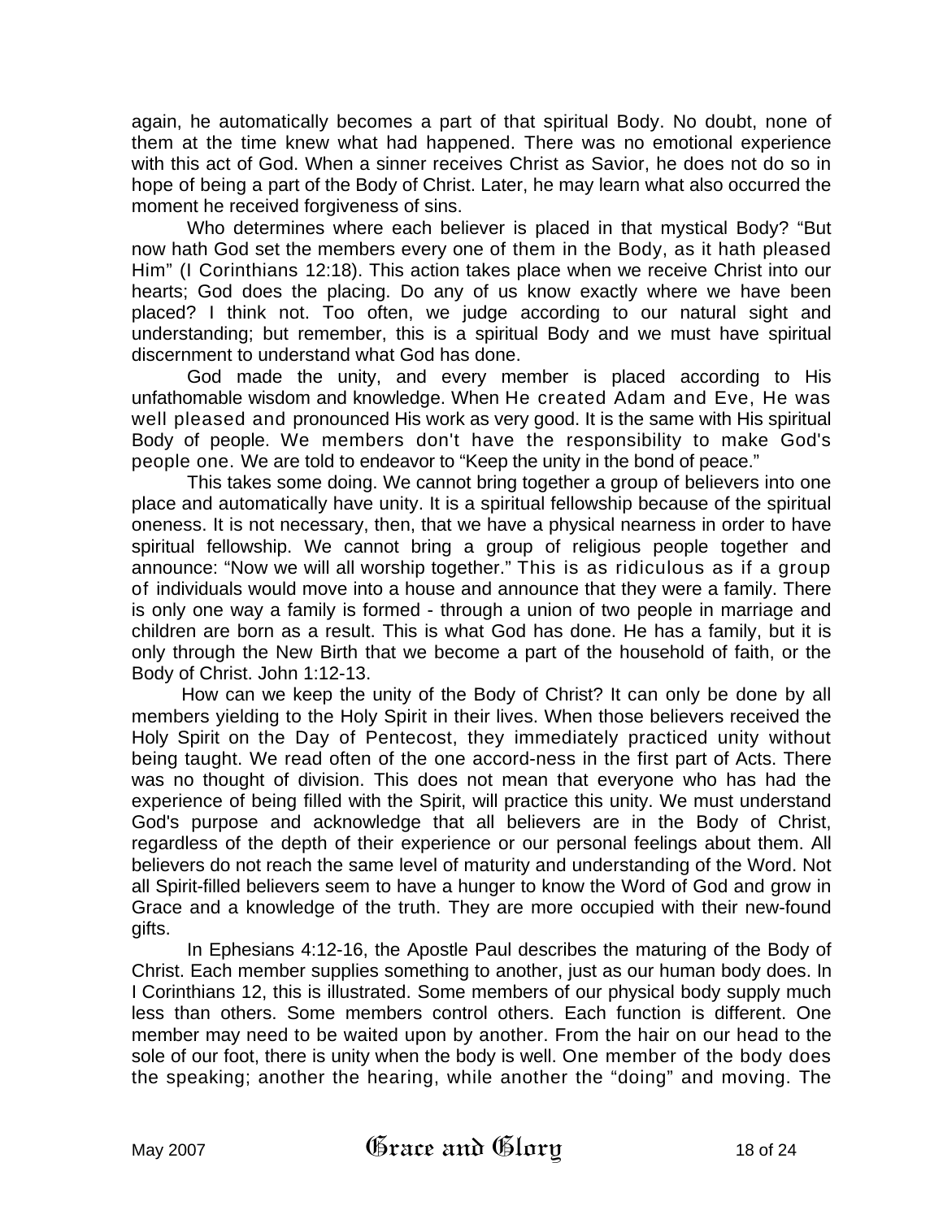again, he automatically becomes a part of that spiritual Body. No doubt, none of them at the time knew what had happened. There was no emotional experience with this act of God. When a sinner receives Christ as Savior, he does not do so in hope of being a part of the Body of Christ. Later, he may learn what also occurred the moment he received forgiveness of sins.

Who determines where each believer is placed in that mystical Body? "But now hath God set the members every one of them in the Body, as it hath pleased Him" (I Corinthians 12:18). This action takes place when we receive Christ into our hearts; God does the placing. Do any of us know exactly where we have been placed? I think not. Too often, we judge according to our natural sight and understanding; but remember, this is a spiritual Body and we must have spiritual discernment to understand what God has done.

God made the unity, and every member is placed according to His unfathomable wisdom and knowledge. When He created Adam and Eve, He was well pleased and pronounced His work as very good. It is the same with His spiritual Body of people. We members don't have the responsibility to make God's people one. We are told to endeavor to "Keep the unity in the bond of peace."

This takes some doing. We cannot bring together a group of believers into one place and automatically have unity. It is a spiritual fellowship because of the spiritual oneness. It is not necessary, then, that we have a physical nearness in order to have spiritual fellowship. We cannot bring a group of religious people together and announce: "Now we will all worship together." This is as ridiculous as if a group of individuals would move into a house and announce that they were a family. There is only one way a family is formed - through a union of two people in marriage and children are born as a result. This is what God has done. He has a family, but it is only through the New Birth that we become a part of the household of faith, or the Body of Christ. John 1:12-13.

How can we keep the unity of the Body of Christ? It can only be done by all members yielding to the Holy Spirit in their lives. When those believers received the Holy Spirit on the Day of Pentecost, they immediately practiced unity without being taught. We read often of the one accord-ness in the first part of Acts. There was no thought of division. This does not mean that everyone who has had the experience of being filled with the Spirit, will practice this unity. We must understand God's purpose and acknowledge that all believers are in the Body of Christ, regardless of the depth of their experience or our personal feelings about them. All believers do not reach the same level of maturity and understanding of the Word. Not all Spirit-filled believers seem to have a hunger to know the Word of God and grow in Grace and a knowledge of the truth. They are more occupied with their new-found gifts.

In Ephesians 4:12-16, the Apostle Paul describes the maturing of the Body of Christ. Each member supplies something to another, just as our human body does. In I Corinthians 12, this is illustrated. Some members of our physical body supply much less than others. Some members control others. Each function is different. One member may need to be waited upon by another. From the hair on our head to the sole of our foot, there is unity when the body is well. One member of the body does the speaking; another the hearing, while another the "doing" and moving. The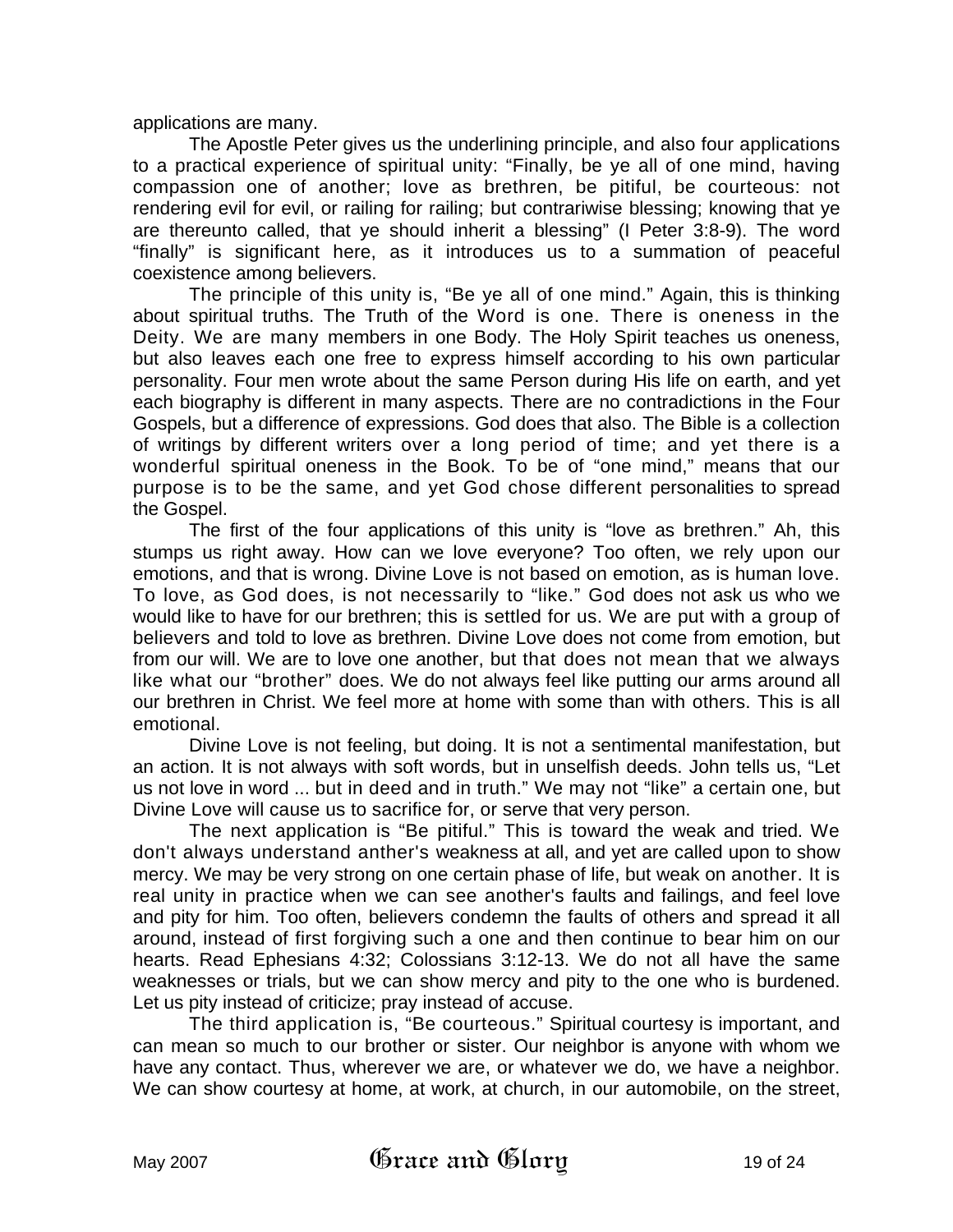applications are many.

The Apostle Peter gives us the underlining principle, and also four applications to a practical experience of spiritual unity: “Finally, be ye all of one mind, having compassion one of another; love as brethren, be pitiful, be courteous: not rendering evil for evil, or railing for railing; but contrariwise blessing; knowing that ye are thereunto called, that ye should inherit a blessing” (I Peter 3:8-9). The word “finally” is significant here, as it introduces us to a summation of peaceful coexistence among believers.

The principle of this unity is, “Be ye all of one mind.” Again, this is thinking about spiritual truths. The Truth of the Word is one. There is oneness in the Deity. We are many members in one Body. The Holy Spirit teaches us oneness, but also leaves each one free to express himself according to his own particular personality. Four men wrote about the same Person during His life on earth, and yet each biography is different in many aspects. There are no contradictions in the Four Gospels, but a difference of expressions. God does that also. The Bible is a collection of writings by different writers over a long period of time; and yet there is a wonderful spiritual oneness in the Book. To be of “one mind,” means that our purpose is to be the same, and yet God chose different personalities to spread the Gospel.

The first of the four applications of this unity is “love as brethren.” Ah, this stumps us right away. How can we love everyone? Too often, we rely upon our emotions, and that is wrong. Divine Love is not based on emotion, as is human love. To love, as God does, is not necessarily to “like.” God does not ask us who we would like to have for our brethren; this is settled for us. We are put with a group of believers and told to love as brethren. Divine Love does not come from emotion, but from our will. We are to love one another, but that does not mean that we always like what our “brother” does. We do not always feel like putting our arms around all our brethren in Christ. We feel more at home with some than with others. This is all emotional.

Divine Love is not feeling, but doing. It is not a sentimental manifestation, but an action. It is not always with soft words, but in unselfish deeds. John tells us, “Let us not love in word ... but in deed and in truth.” We may not “like” a certain one, but Divine Love will cause us to sacrifice for, or serve that very person.

The next application is “Be pitiful.” This is toward the weak and tried. We don't always understand anther's weakness at all, and yet are called upon to show mercy. We may be very strong on one certain phase of life, but weak on another. It is real unity in practice when we can see another's faults and failings, and feel love and pity for him. Too often, believers condemn the faults of others and spread it all around, instead of first forgiving such a one and then continue to bear him on our hearts. Read Ephesians 4:32; Colossians 3:12-13. We do not all have the same weaknesses or trials, but we can show mercy and pity to the one who is burdened. Let us pity instead of criticize; pray instead of accuse.

The third application is, “Be courteous.” Spiritual courtesy is important, and can mean so much to our brother or sister. Our neighbor is anyone with whom we have any contact. Thus, wherever we are, or whatever we do, we have a neighbor. We can show courtesy at home, at work, at church, in our automobile, on the street,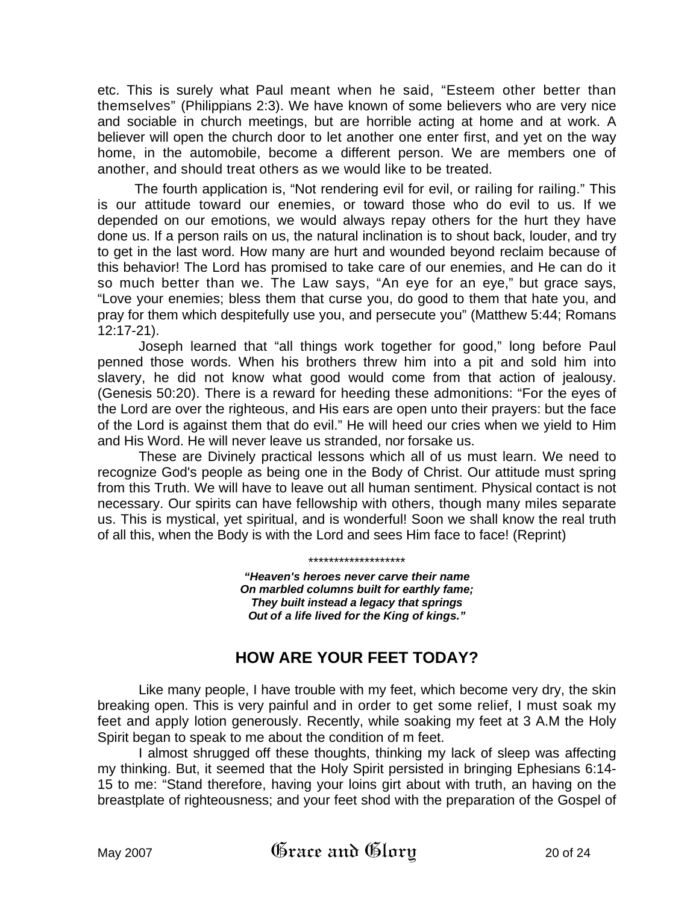etc. This is surely what Paul meant when he said, "Esteem other better than themselves" (Philippians 2:3). We have known of some believers who are very nice and sociable in church meetings, but are horrible acting at home and at work. A believer will open the church door to let another one enter first, and yet on the way home, in the automobile, become a different person. We are members one of another, and should treat others as we would like to be treated.

The fourth application is, "Not rendering evil for evil, or railing for railing." This is our attitude toward our enemies, or toward those who do evil to us. If we depended on our emotions, we would always repay others for the hurt they have done us. If a person rails on us, the natural inclination is to shout back, louder, and try to get in the last word. How many are hurt and wounded beyond reclaim because of this behavior! The Lord has promised to take care of our enemies, and He can do it so much better than we. The Law says, "An eye for an eye," but grace says, "Love your enemies; bless them that curse you, do good to them that hate you, and pray for them which despitefully use you, and persecute you" (Matthew 5:44; Romans 12:17-21).

Joseph learned that "all things work together for good," long before Paul penned those words. When his brothers threw him into a pit and sold him into slavery, he did not know what good would come from that action of jealousy. (Genesis 50:20). There is a reward for heeding these admonitions: "For the eyes of the Lord are over the righteous, and His ears are open unto their prayers: but the face of the Lord is against them that do evil." He will heed our cries when we yield to Him and His Word. He will never leave us stranded, nor forsake us.

These are Divinely practical lessons which all of us must learn. We need to recognize God's people as being one in the Body of Christ. Our attitude must spring from this Truth. We will have to leave out all human sentiment. Physical contact is not necessary. Our spirits can have fellowship with others, though many miles separate us. This is mystical, yet spiritual, and is wonderful! Soon we shall know the real truth of all this, when the Body is with the Lord and sees Him face to face! (Reprint)

*******************

***"Heaven's heroes never carve their name***
***On marbled columns built for earthly fame;***
***They built instead a legacy that springs***
***Out of a life lived for the King of kings."***

## HOW ARE YOUR FEET TODAY?

Like many people, I have trouble with my feet, which become very dry, the skin breaking open. This is very painful and in order to get some relief, I must soak my feet and apply lotion generously. Recently, while soaking my feet at 3 A.M the Holy Spirit began to speak to me about the condition of m feet.

I almost shrugged off these thoughts, thinking my lack of sleep was affecting my thinking. But, it seemed that the Holy Spirit persisted in bringing Ephesians 6:14-15 to me: "Stand therefore, having your loins girt about with truth, an having on the breastplate of righteousness; and your feet shod with the preparation of the Gospel of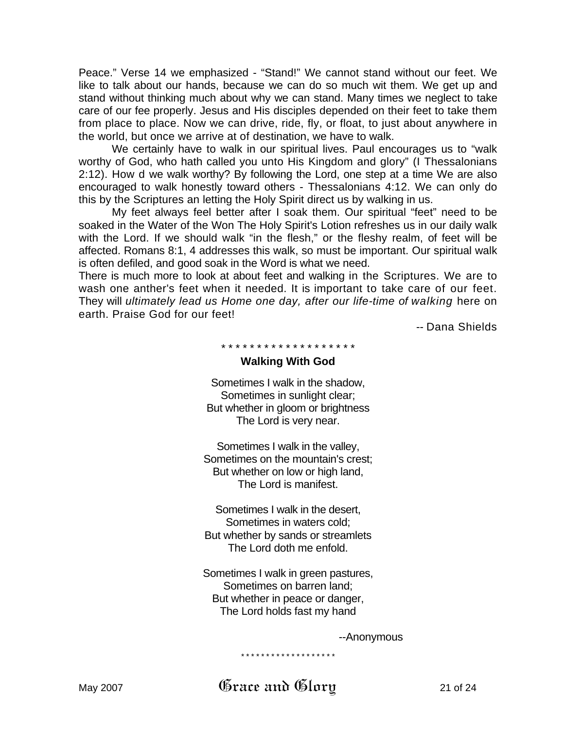Peace." Verse 14 we emphasized - "Stand!" We cannot stand without our feet. We like to talk about our hands, because we can do so much wit them. We get up and stand without thinking much about why we can stand. Many times we neglect to take care of our fee properly. Jesus and His disciples depended on their feet to take them from place to place. Now we can drive, ride, fly, or float, to just about anywhere in the world, but once we arrive at of destination, we have to walk.

We certainly have to walk in our spiritual lives. Paul encourages us to "walk worthy of God, who hath called you unto His Kingdom and glory" (I Thessalonians 2:12). How d we walk worthy? By following the Lord, one step at a time We are also encouraged to walk honestly toward others - Thessalonians 4:12. We can only do this by the Scriptures an letting the Holy Spirit direct us by walking in us.

My feet always feel better after I soak them. Our spiritual "feet" need to be soaked in the Water of the Won The Holy Spirit's Lotion refreshes us in our daily walk with the Lord. If we should walk "in the flesh," or the fleshy realm, of feet will be affected. Romans 8:1, 4 addresses this walk, so must be important. Our spiritual walk is often defiled, and good soak in the Word is what we need.

There is much more to look at about feet and walking in the Scriptures. We are to wash one anther's feet when it needed. It is important to take care of our feet. They will *ultimately lead us Home one day, after our life-time of walking* here on earth. Praise God for our feet!

-- Dana Shields

\* \* \* \* \* \* \* \* \* \* \* \* \* \* \* \* \* \* \*

**Walking With God**

Sometimes I walk in the shadow,
Sometimes in sunlight clear;
But whether in gloom or brightness
The Lord is very near.

Sometimes I walk in the valley,
Sometimes on the mountain's crest;
But whether on low or high land,
The Lord is manifest.

Sometimes I walk in the desert,
Sometimes in waters cold;
But whether by sands or streamlets
The Lord doth me enfold.

Sometimes I walk in green pastures,
Sometimes on barren land;
But whether in peace or danger,
The Lord holds fast my hand

--Anonymous

\* \* \* \* \* \* \* \* \* \* \* \* \* \* \* \* \* \* \*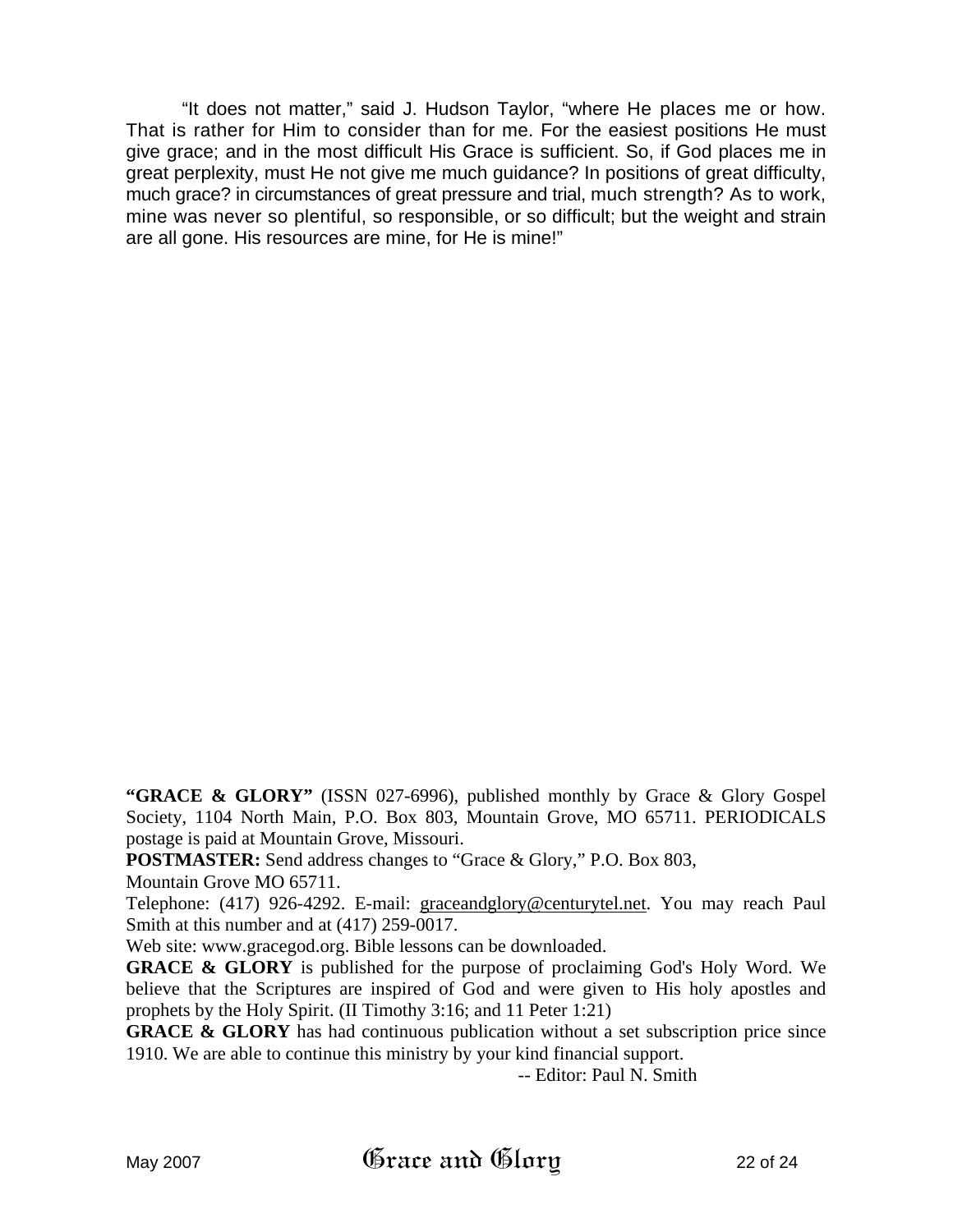"It does not matter," said J. Hudson Taylor, "where He places me or how. That is rather for Him to consider than for me. For the easiest positions He must give grace; and in the most difficult His Grace is sufficient. So, if God places me in great perplexity, must He not give me much guidance? In positions of great difficulty, much grace? in circumstances of great pressure and trial, much strength? As to work, mine was never so plentiful, so responsible, or so difficult; but the weight and strain are all gone. His resources are mine, for He is mine!"

**"GRACE & GLORY"** (ISSN 027-6996), published monthly by Grace & Glory Gospel Society, 1104 North Main, P.O. Box 803, Mountain Grove, MO 65711. PERIODICALS postage is paid at Mountain Grove, Missouri.

**POSTMASTER:** Send address changes to "Grace & Glory," P.O. Box 803, Mountain Grove MO 65711.

Telephone: (417) 926-4292. E-mail: graceandglory@centurytel.net. You may reach Paul Smith at this number and at (417) 259-0017.

Web site: www.gracegod.org. Bible lessons can be downloaded.

**GRACE & GLORY** is published for the purpose of proclaiming God's Holy Word. We believe that the Scriptures are inspired of God and were given to His holy apostles and prophets by the Holy Spirit. (II Timothy 3:16; and 11 Peter 1:21)

**GRACE & GLORY** has had continuous publication without a set subscription price since 1910. We are able to continue this ministry by your kind financial support.

-- Editor: Paul N. Smith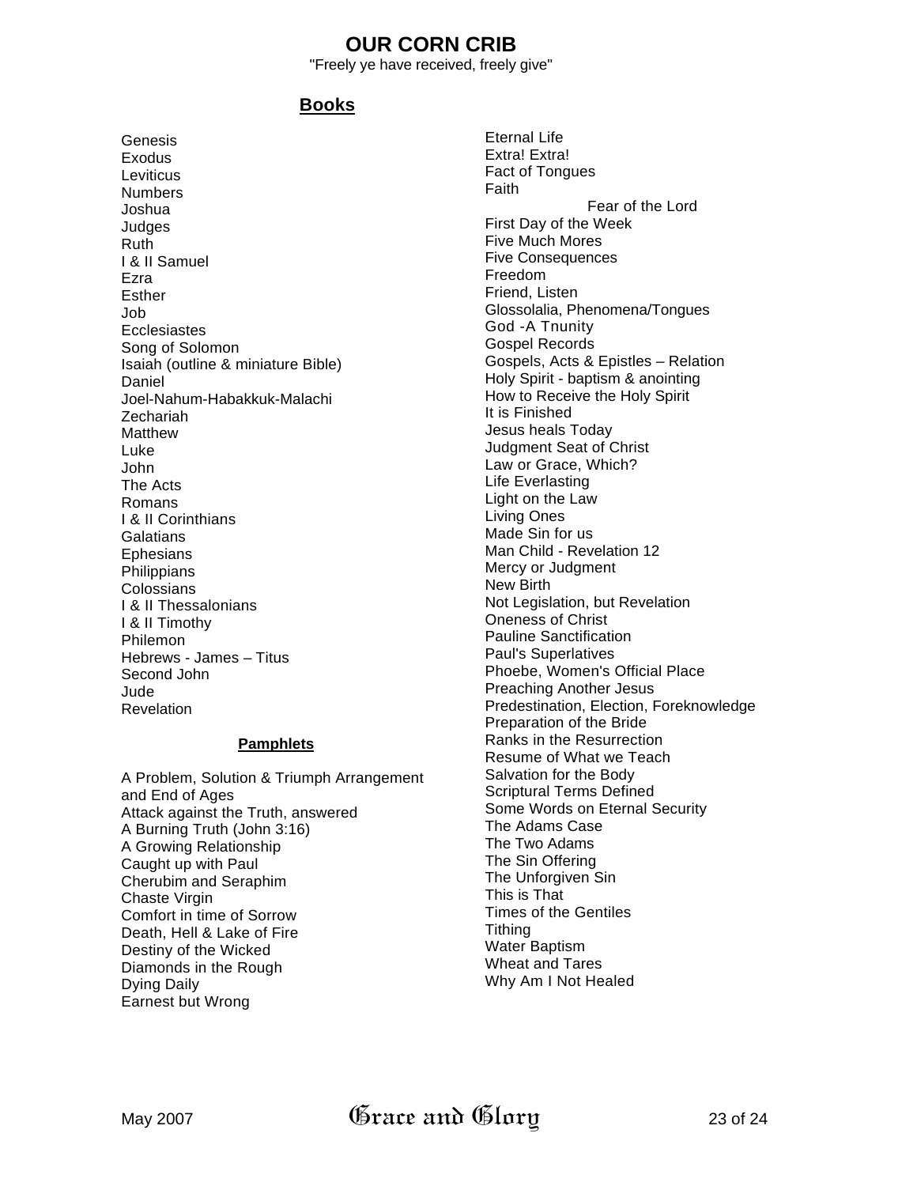# OUR CORN CRIB

"Freely ye have received, freely give"

## Books

- Genesis
- Exodus
- Leviticus
- Numbers
- Joshua
- Judges
- Ruth
- I & II Samuel
- Ezra
- Esther
- Job
- Ecclesiastes
- Song of Solomon
- Isaiah (outline & miniature Bible)
- Daniel
- Joel-Nahum-Habakkuk-Malachi
- Zechariah
- Matthew
- Luke
- John
- The Acts
- Romans
- I & II Corinthians
- Galatians
- Ephesians
- Philippians
- Colossians
- I & II Thessalonians
- I & II Timothy
- Philemon
- Hebrews - James – Titus
- Second John
- Jude
- Revelation

### Pamphlets

- A Problem, Solution & Triumph Arrangement and End of Ages
- Attack against the Truth, answered
- A Burning Truth (John 3:16)
- A Growing Relationship
- Caught up with Paul
- Cherubim and Seraphim
- Chaste Virgin
- Comfort in time of Sorrow
- Death, Hell & Lake of Fire
- Destiny of the Wicked
- Diamonds in the Rough
- Dying Daily
- Earnest but Wrong
- Eternal Life
- Extra! Extra!
- Fact of Tongues
- Faith
- Fear of the Lord
- First Day of the Week
- Five Much Mores
- Five Consequences
- Freedom
- Friend, Listen
- Glossolalia, Phenomena/Tongues
- God -A Tnunity
- Gospel Records
- Gospels, Acts & Epistles – Relation
- Holy Spirit - baptism & anointing
- How to Receive the Holy Spirit
- It is Finished
- Jesus heals Today
- Judgment Seat of Christ
- Law or Grace, Which?
- Life Everlasting
- Light on the Law
- Living Ones
- Made Sin for us
- Man Child - Revelation 12
- Mercy or Judgment
- New Birth
- Not Legislation, but Revelation
- Oneness of Christ
- Pauline Sanctification
- Paul's Superlatives
- Phoebe, Women's Official Place
- Preaching Another Jesus
- Predestination, Election, Foreknowledge
- Preparation of the Bride
- Ranks in the Resurrection
- Resume of What we Teach
- Salvation for the Body
- Scriptural Terms Defined
- Some Words on Eternal Security
- The Adams Case
- The Two Adams
- The Sin Offering
- The Unforgiven Sin
- This is That
- Times of the Gentiles
- Tithing
- Water Baptism
- Wheat and Tares
- Why Am I Not Healed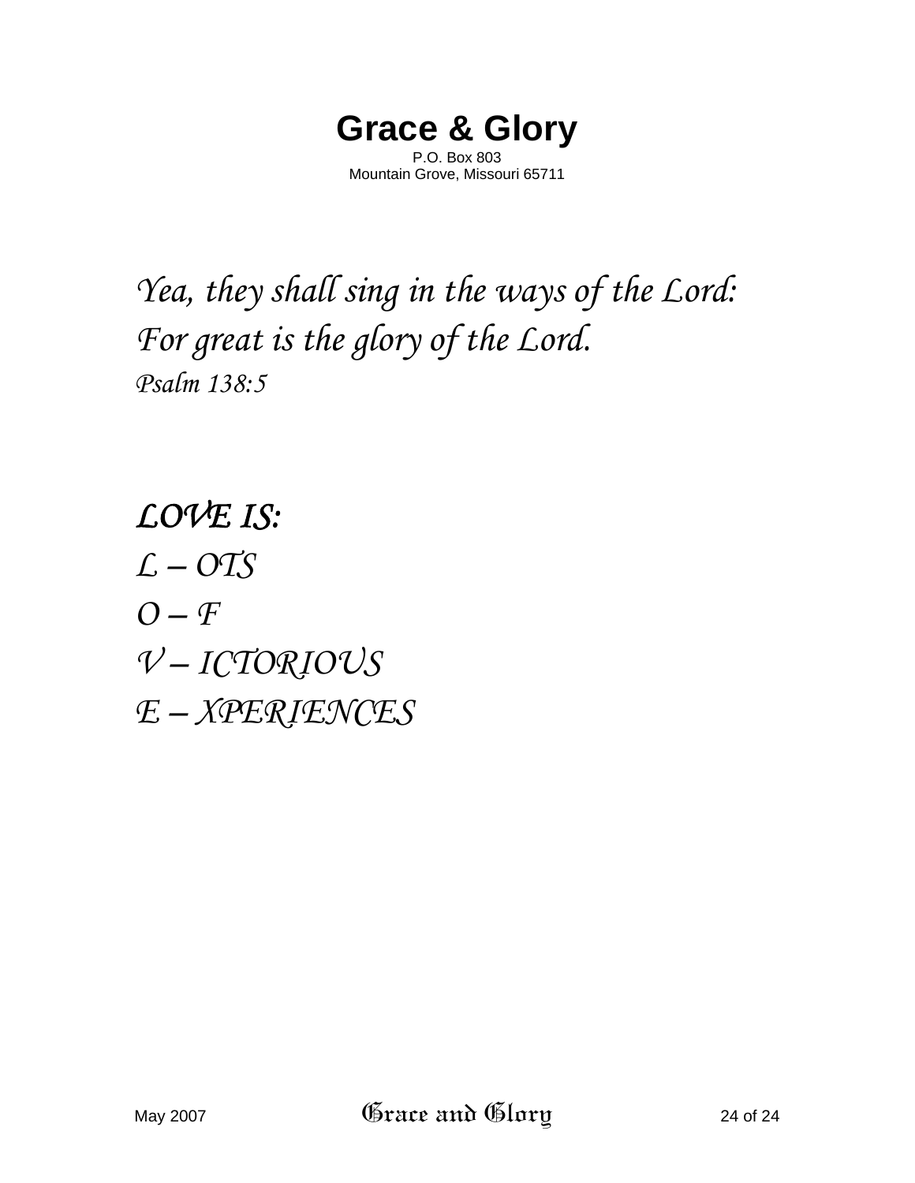# Grace & Glory

P.O. Box 803
Mountain Grove, Missouri 65711

*Yea, they shall sing in the ways of the Lord:*
*For great is the glory of the Lord.*
*Psalm 138:5*

*LOVE IS:*

*L – OTS*

*O – F*

*V – ICTORIOUS*

*E – XPERIENCES*